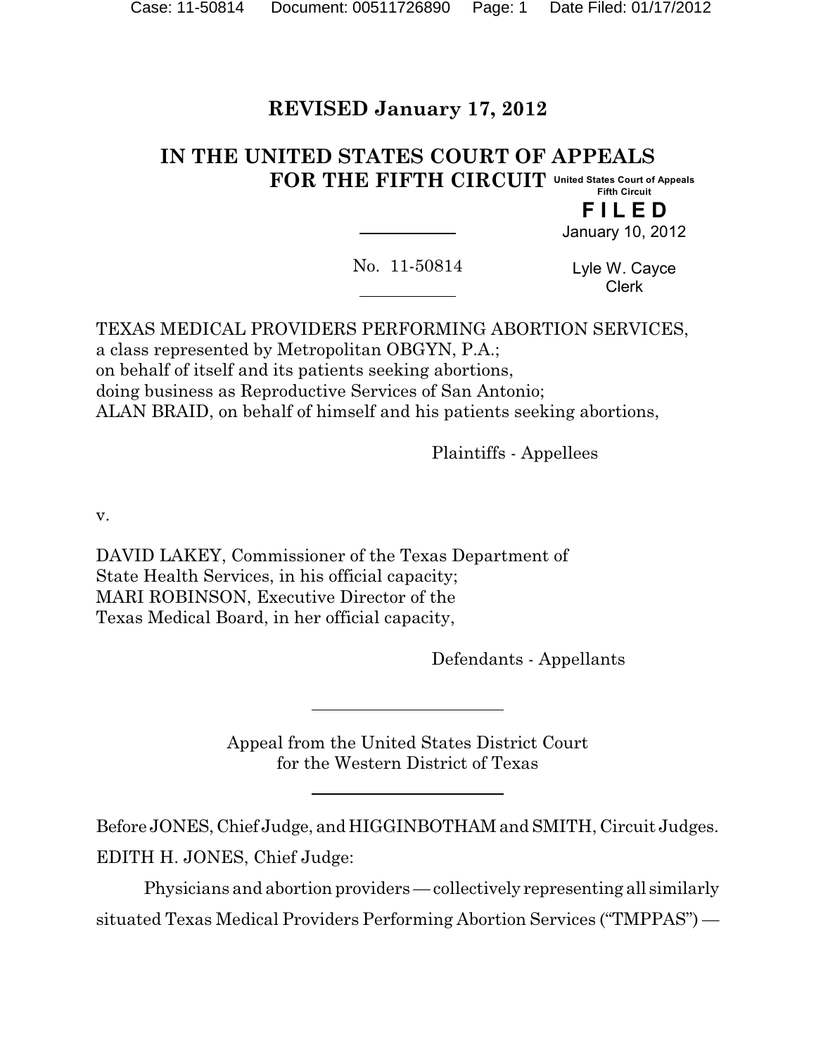**REVISED January 17, 2012**

**IN THE UNITED STATES COURT OF APPEALS FOR THE FIFTH CIRCUIT**

United States Court of Appeals
Fifth Circuit

**FILED**
January 10, 2012

Lyle W. Cayce
Clerk

No. 11-50814

TEXAS MEDICAL PROVIDERS PERFORMING ABORTION SERVICES, a class represented by Metropolitan OBGYN, P.A.; on behalf of itself and its patients seeking abortions, doing business as Reproductive Services of San Antonio; ALAN BRAID, on behalf of himself and his patients seeking abortions,

Plaintiffs - Appellees

v.

DAVID LAKEY, Commissioner of the Texas Department of State Health Services, in his official capacity; MARI ROBINSON, Executive Director of the Texas Medical Board, in her official capacity,

Defendants - Appellants

Appeal from the United States District Court for the Western District of Texas

Before JONES, Chief Judge, and HIGGINBOTHAM and SMITH, Circuit Judges.

EDITH H. JONES, Chief Judge:

Physicians and abortion providers — collectively representing all similarly situated Texas Medical Providers Performing Abortion Services ("TMPPAS") —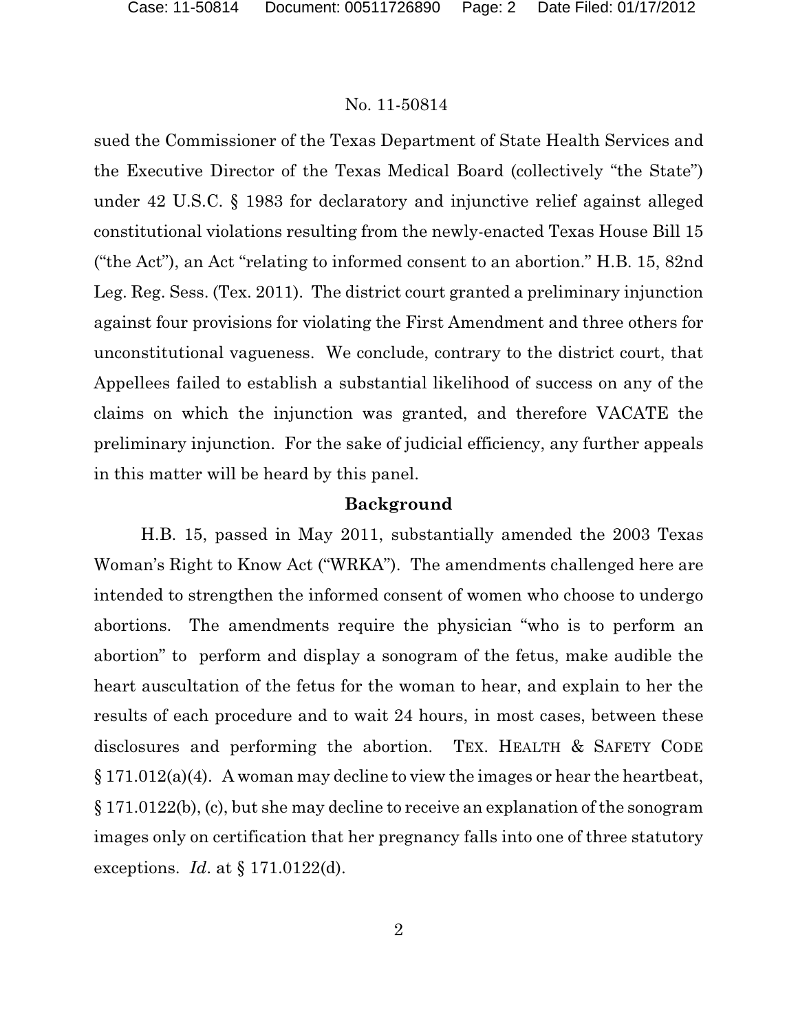sued the Commissioner of the Texas Department of State Health Services and the Executive Director of the Texas Medical Board (collectively "the State") under 42 U.S.C. § 1983 for declaratory and injunctive relief against alleged constitutional violations resulting from the newly-enacted Texas House Bill 15 ("the Act"), an Act "relating to informed consent to an abortion." H.B. 15, 82nd Leg. Reg. Sess. (Tex. 2011). The district court granted a preliminary injunction against four provisions for violating the First Amendment and three others for unconstitutional vagueness. We conclude, contrary to the district court, that Appellees failed to establish a substantial likelihood of success on any of the claims on which the injunction was granted, and therefore VACATE the preliminary injunction. For the sake of judicial efficiency, any further appeals in this matter will be heard by this panel.

## Background

H.B. 15, passed in May 2011, substantially amended the 2003 Texas Woman's Right to Know Act ("WRKA"). The amendments challenged here are intended to strengthen the informed consent of women who choose to undergo abortions. The amendments require the physician "who is to perform an abortion" to perform and display a sonogram of the fetus, make audible the heart auscultation of the fetus for the woman to hear, and explain to her the results of each procedure and to wait 24 hours, in most cases, between these disclosures and performing the abortion. TEX. HEALTH & SAFETY CODE § 171.012(a)(4). A woman may decline to view the images or hear the heartbeat, § 171.0122(b), (c), but she may decline to receive an explanation of the sonogram images only on certification that her pregnancy falls into one of three statutory exceptions. *Id*. at § 171.0122(d).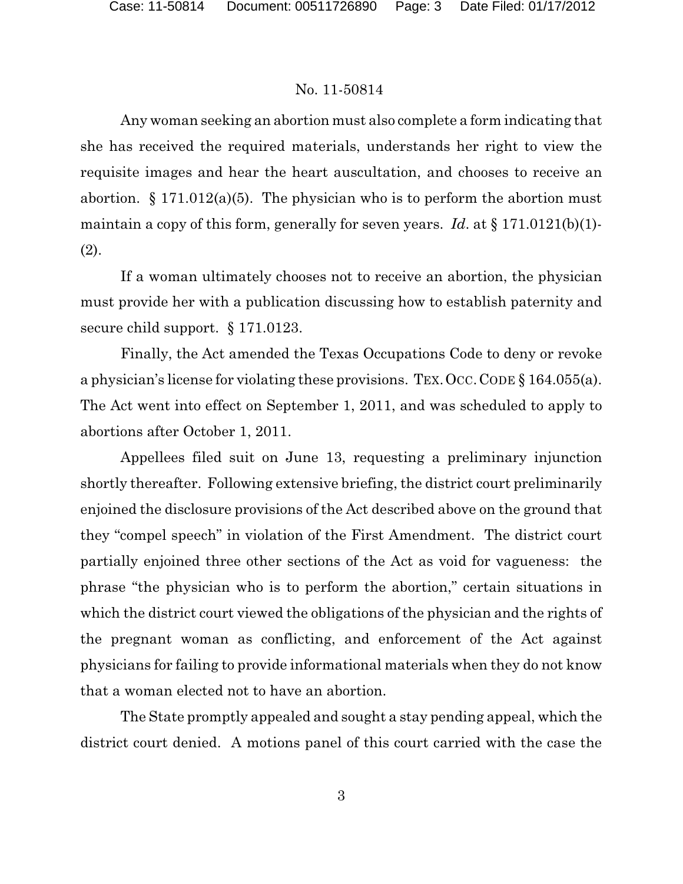Any woman seeking an abortion must also complete a form indicating that she has received the required materials, understands her right to view the requisite images and hear the heart auscultation, and chooses to receive an abortion. § 171.012(a)(5). The physician who is to perform the abortion must maintain a copy of this form, generally for seven years. *Id*. at § 171.0121(b)(1)-(2).

If a woman ultimately chooses not to receive an abortion, the physician must provide her with a publication discussing how to establish paternity and secure child support. § 171.0123.

Finally, the Act amended the Texas Occupations Code to deny or revoke a physician's license for violating these provisions. TEX. OCC. CODE § 164.055(a). The Act went into effect on September 1, 2011, and was scheduled to apply to abortions after October 1, 2011.

Appellees filed suit on June 13, requesting a preliminary injunction shortly thereafter. Following extensive briefing, the district court preliminarily enjoined the disclosure provisions of the Act described above on the ground that they "compel speech" in violation of the First Amendment. The district court partially enjoined three other sections of the Act as void for vagueness: the phrase "the physician who is to perform the abortion," certain situations in which the district court viewed the obligations of the physician and the rights of the pregnant woman as conflicting, and enforcement of the Act against physicians for failing to provide informational materials when they do not know that a woman elected not to have an abortion.

The State promptly appealed and sought a stay pending appeal, which the district court denied. A motions panel of this court carried with the case the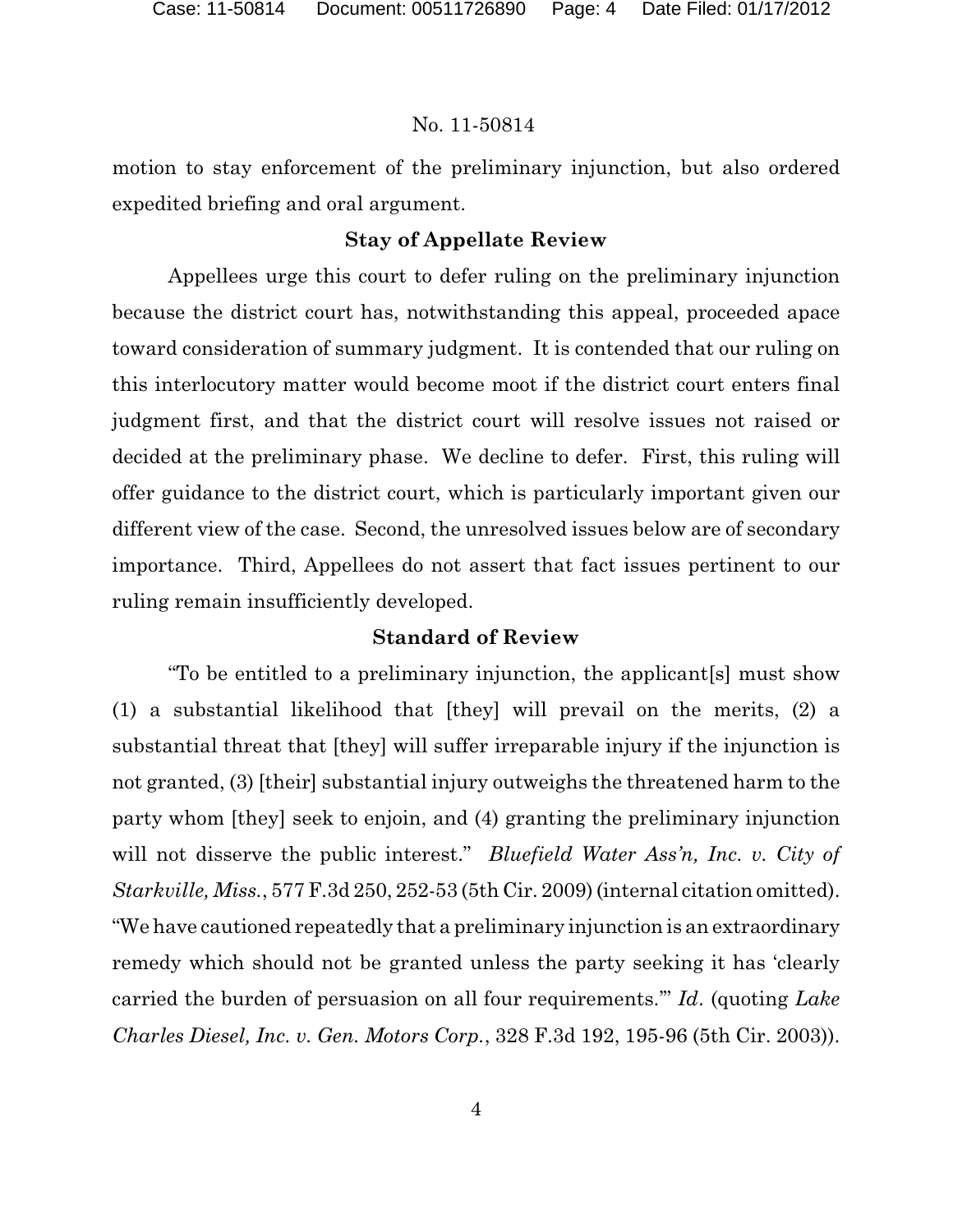motion to stay enforcement of the preliminary injunction, but also ordered expedited briefing and oral argument.

## Stay of Appellate Review

Appellees urge this court to defer ruling on the preliminary injunction because the district court has, notwithstanding this appeal, proceeded apace toward consideration of summary judgment. It is contended that our ruling on this interlocutory matter would become moot if the district court enters final judgment first, and that the district court will resolve issues not raised or decided at the preliminary phase. We decline to defer. First, this ruling will offer guidance to the district court, which is particularly important given our different view of the case. Second, the unresolved issues below are of secondary importance. Third, Appellees do not assert that fact issues pertinent to our ruling remain insufficiently developed.

## Standard of Review

"To be entitled to a preliminary injunction, the applicant[s] must show (1) a substantial likelihood that [they] will prevail on the merits, (2) a substantial threat that [they] will suffer irreparable injury if the injunction is not granted, (3) [their] substantial injury outweighs the threatened harm to the party whom [they] seek to enjoin, and (4) granting the preliminary injunction will not disserve the public interest." *Bluefield Water Ass'n, Inc. v. City of Starkville, Miss.*, 577 F.3d 250, 252-53 (5th Cir. 2009) (internal citation omitted). "We have cautioned repeatedly that a preliminary injunction is an extraordinary remedy which should not be granted unless the party seeking it has 'clearly carried the burden of persuasion on all four requirements.'" *Id*. (quoting *Lake Charles Diesel, Inc. v. Gen. Motors Corp.*, 328 F.3d 192, 195-96 (5th Cir. 2003)).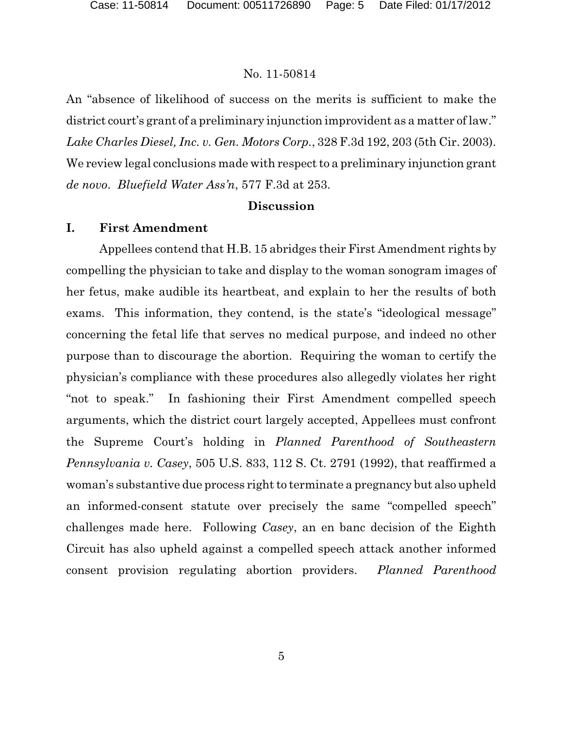An "absence of likelihood of success on the merits is sufficient to make the district court's grant of a preliminary injunction improvident as a matter of law." *Lake Charles Diesel, Inc. v. Gen. Motors Corp.*, 328 F.3d 192, 203 (5th Cir. 2003). We review legal conclusions made with respect to a preliminary injunction grant *de novo*. *Bluefield Water Ass'n*, 577 F.3d at 253.

## Discussion

### I. First Amendment

Appellees contend that H.B. 15 abridges their First Amendment rights by compelling the physician to take and display to the woman sonogram images of her fetus, make audible its heartbeat, and explain to her the results of both exams. This information, they contend, is the state's "ideological message" concerning the fetal life that serves no medical purpose, and indeed no other purpose than to discourage the abortion. Requiring the woman to certify the physician's compliance with these procedures also allegedly violates her right "not to speak." In fashioning their First Amendment compelled speech arguments, which the district court largely accepted, Appellees must confront the Supreme Court's holding in *Planned Parenthood of Southeastern Pennsylvania v. Casey*, 505 U.S. 833, 112 S. Ct. 2791 (1992), that reaffirmed a woman's substantive due process right to terminate a pregnancy but also upheld an informed-consent statute over precisely the same "compelled speech" challenges made here. Following *Casey*, an en banc decision of the Eighth Circuit has also upheld against a compelled speech attack another informed consent provision regulating abortion providers. *Planned Parenthood*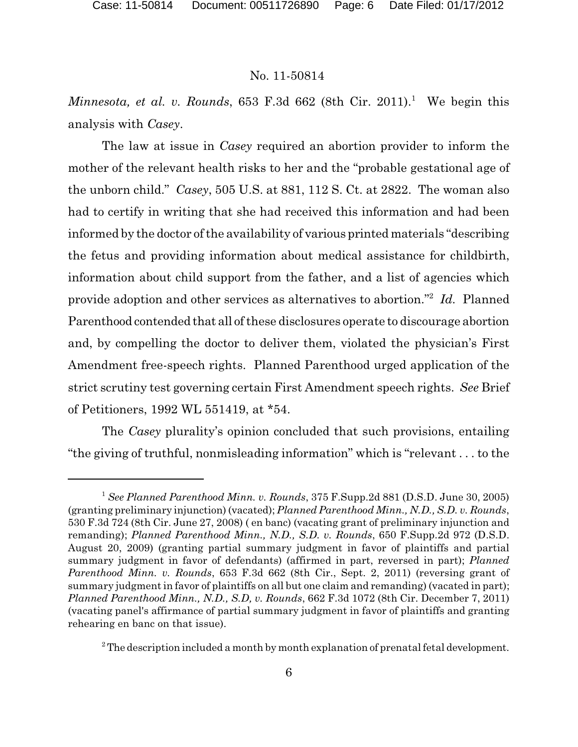*Minnesota, et al. v. Rounds*, 653 F.3d 662 (8th Cir. 2011).[1] We begin this analysis with *Casey*.

The law at issue in *Casey* required an abortion provider to inform the mother of the relevant health risks to her and the "probable gestational age of the unborn child." *Casey*, 505 U.S. at 881, 112 S. Ct. at 2822. The woman also had to certify in writing that she had received this information and had been informed by the doctor of the availability of various printed materials "describing the fetus and providing information about medical assistance for childbirth, information about child support from the father, and a list of agencies which provide adoption and other services as alternatives to abortion."[2] *Id.* Planned Parenthood contended that all of these disclosures operate to discourage abortion and, by compelling the doctor to deliver them, violated the physician's First Amendment free-speech rights. Planned Parenthood urged application of the strict scrutiny test governing certain First Amendment speech rights. *See* Brief of Petitioners, 1992 WL 551419, at *54.

The *Casey* plurality's opinion concluded that such provisions, entailing "the giving of truthful, nonmisleading information" which is "relevant . . . to the

---

[1] *See Planned Parenthood Minn. v. Rounds*, 375 F.Supp.2d 881 (D.S.D. June 30, 2005) (granting preliminary injunction) (vacated); *Planned Parenthood Minn., N.D., S.D. v. Rounds*, 530 F.3d 724 (8th Cir. June 27, 2008) ( en banc) (vacating grant of preliminary injunction and remanding); *Planned Parenthood Minn., N.D., S.D. v. Rounds*, 650 F.Supp.2d 972 (D.S.D. August 20, 2009) (granting partial summary judgment in favor of plaintiffs and partial summary judgment in favor of defendants) (affirmed in part, reversed in part); *Planned Parenthood Minn. v. Rounds*, 653 F.3d 662 (8th Cir., Sept. 2, 2011) (reversing grant of summary judgment in favor of plaintiffs on all but one claim and remanding) (vacated in part); *Planned Parenthood Minn., N.D., S.D, v. Rounds*, 662 F.3d 1072 (8th Cir. December 7, 2011) (vacating panel's affirmance of partial summary judgment in favor of plaintiffs and granting rehearing en banc on that issue).

[2] The description included a month by month explanation of prenatal fetal development.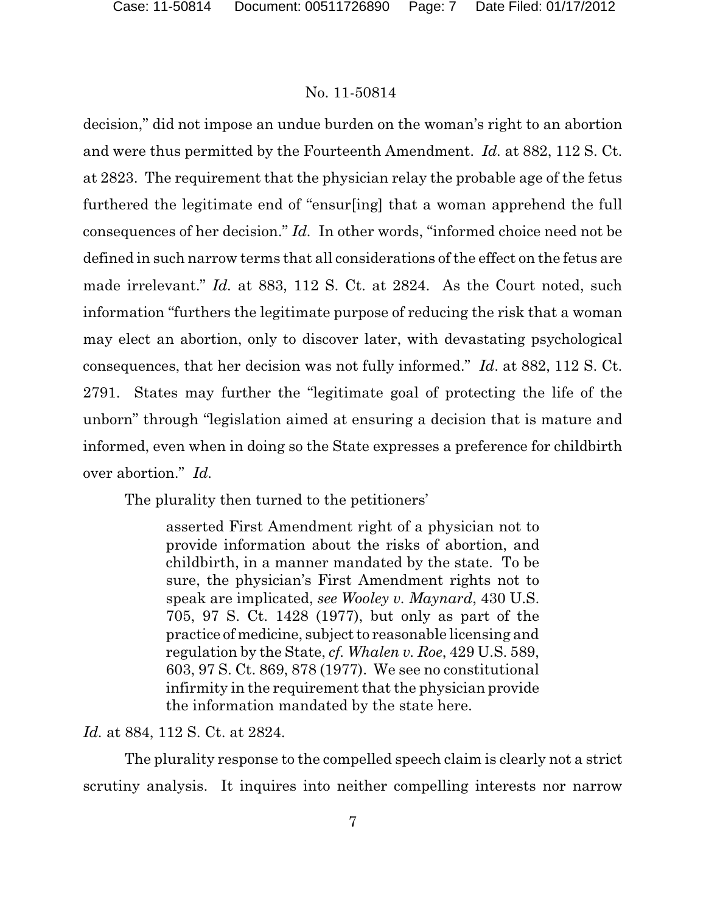decision," did not impose an undue burden on the woman's right to an abortion and were thus permitted by the Fourteenth Amendment. *Id.* at 882, 112 S. Ct. at 2823. The requirement that the physician relay the probable age of the fetus furthered the legitimate end of "ensur[ing] that a woman apprehend the full consequences of her decision." *Id.* In other words, "informed choice need not be defined in such narrow terms that all considerations of the effect on the fetus are made irrelevant." *Id.* at 883, 112 S. Ct. at 2824. As the Court noted, such information "furthers the legitimate purpose of reducing the risk that a woman may elect an abortion, only to discover later, with devastating psychological consequences, that her decision was not fully informed." *Id*. at 882, 112 S. Ct. 2791. States may further the "legitimate goal of protecting the life of the unborn" through "legislation aimed at ensuring a decision that is mature and informed, even when in doing so the State expresses a preference for childbirth over abortion." *Id.*

The plurality then turned to the petitioners'

> asserted First Amendment right of a physician not to provide information about the risks of abortion, and childbirth, in a manner mandated by the state. To be sure, the physician's First Amendment rights not to speak are implicated, *see Wooley v. Maynard*, 430 U.S. 705, 97 S. Ct. 1428 (1977), but only as part of the practice of medicine, subject to reasonable licensing and regulation by the State, *cf. Whalen v. Roe*, 429 U.S. 589, 603, 97 S. Ct. 869, 878 (1977). We see no constitutional infirmity in the requirement that the physician provide the information mandated by the state here.

*Id.* at 884, 112 S. Ct. at 2824.

The plurality response to the compelled speech claim is clearly not a strict scrutiny analysis. It inquires into neither compelling interests nor narrow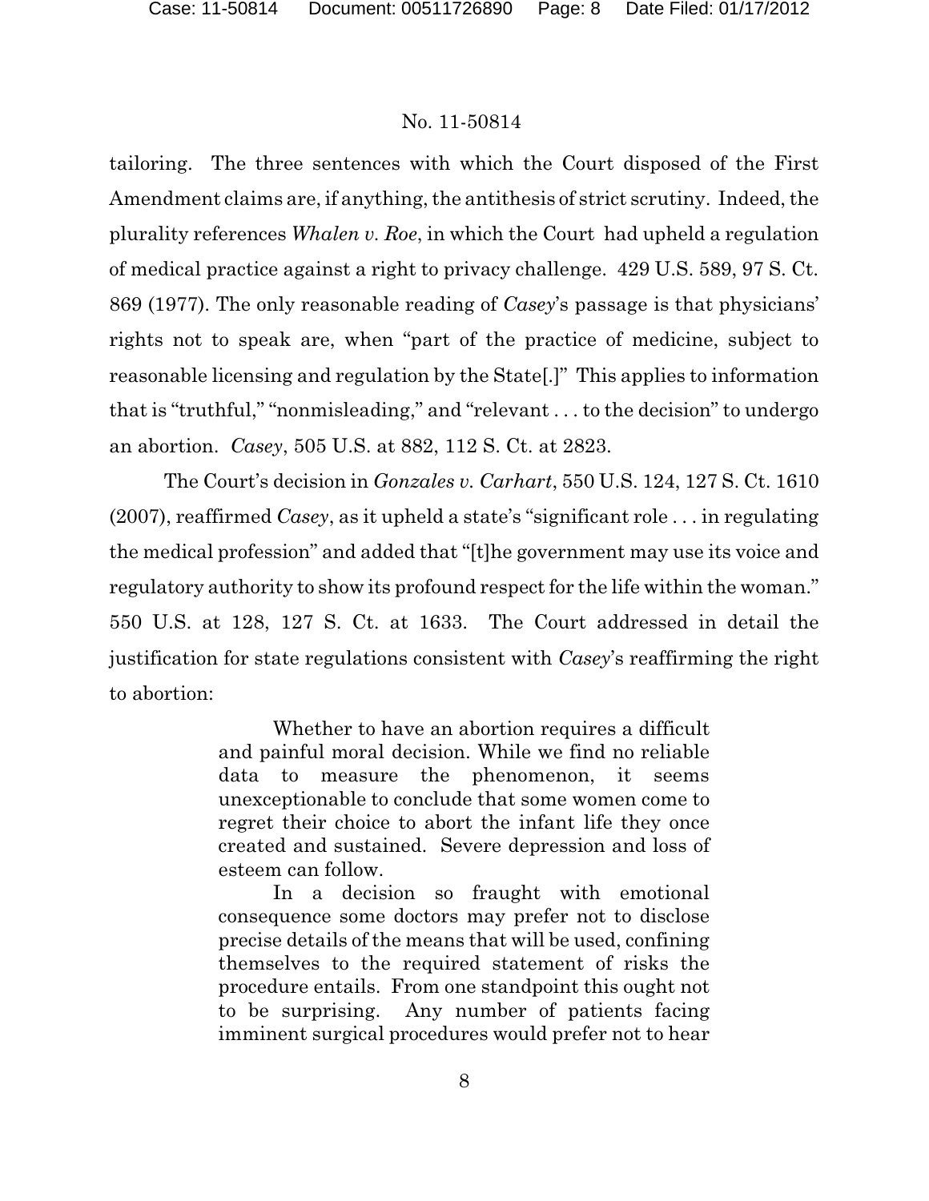tailoring. The three sentences with which the Court disposed of the First Amendment claims are, if anything, the antithesis of strict scrutiny. Indeed, the plurality references *Whalen v. Roe*, in which the Court had upheld a regulation of medical practice against a right to privacy challenge. 429 U.S. 589, 97 S. Ct. 869 (1977). The only reasonable reading of *Casey*'s passage is that physicians' rights not to speak are, when "part of the practice of medicine, subject to reasonable licensing and regulation by the State[.]" This applies to information that is "truthful," "nonmisleading," and "relevant . . . to the decision" to undergo an abortion. *Casey*, 505 U.S. at 882, 112 S. Ct. at 2823.

The Court's decision in *Gonzales v. Carhart*, 550 U.S. 124, 127 S. Ct. 1610 (2007), reaffirmed *Casey*, as it upheld a state's "significant role . . . in regulating the medical profession" and added that "[t]he government may use its voice and regulatory authority to show its profound respect for the life within the woman." 550 U.S. at 128, 127 S. Ct. at 1633. The Court addressed in detail the justification for state regulations consistent with *Casey*'s reaffirming the right to abortion:

> Whether to have an abortion requires a difficult and painful moral decision. While we find no reliable data to measure the phenomenon, it seems unexceptionable to conclude that some women come to regret their choice to abort the infant life they once created and sustained. Severe depression and loss of esteem can follow.
>
> In a decision so fraught with emotional consequence some doctors may prefer not to disclose precise details of the means that will be used, confining themselves to the required statement of risks the procedure entails. From one standpoint this ought not to be surprising. Any number of patients facing imminent surgical procedures would prefer not to hear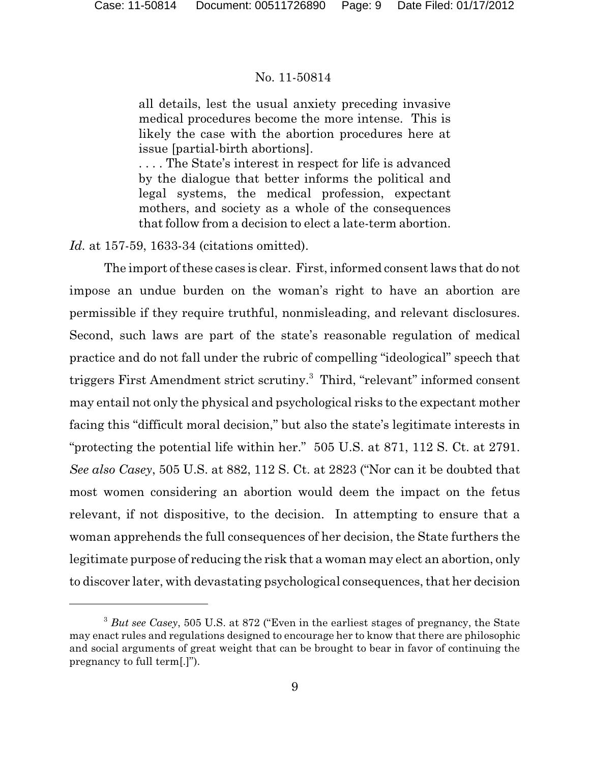> all details, lest the usual anxiety preceding invasive medical procedures become the more intense. This is likely the case with the abortion procedures here at issue [partial-birth abortions].
>
> . . . . The State's interest in respect for life is advanced by the dialogue that better informs the political and legal systems, the medical profession, expectant mothers, and society as a whole of the consequences that follow from a decision to elect a late-term abortion.

*Id.* at 157-59, 1633-34 (citations omitted).

The import of these cases is clear. First, informed consent laws that do not impose an undue burden on the woman's right to have an abortion are permissible if they require truthful, nonmisleading, and relevant disclosures. Second, such laws are part of the state's reasonable regulation of medical practice and do not fall under the rubric of compelling "ideological" speech that triggers First Amendment strict scrutiny.[3] Third, "relevant" informed consent may entail not only the physical and psychological risks to the expectant mother facing this "difficult moral decision," but also the state's legitimate interests in "protecting the potential life within her." 505 U.S. at 871, 112 S. Ct. at 2791. *See also Casey*, 505 U.S. at 882, 112 S. Ct. at 2823 ("Nor can it be doubted that most women considering an abortion would deem the impact on the fetus relevant, if not dispositive, to the decision. In attempting to ensure that a woman apprehends the full consequences of her decision, the State furthers the legitimate purpose of reducing the risk that a woman may elect an abortion, only to discover later, with devastating psychological consequences, that her decision

---

[3] *But see Casey*, 505 U.S. at 872 ("Even in the earliest stages of pregnancy, the State may enact rules and regulations designed to encourage her to know that there are philosophic and social arguments of great weight that can be brought to bear in favor of continuing the pregnancy to full term[.]").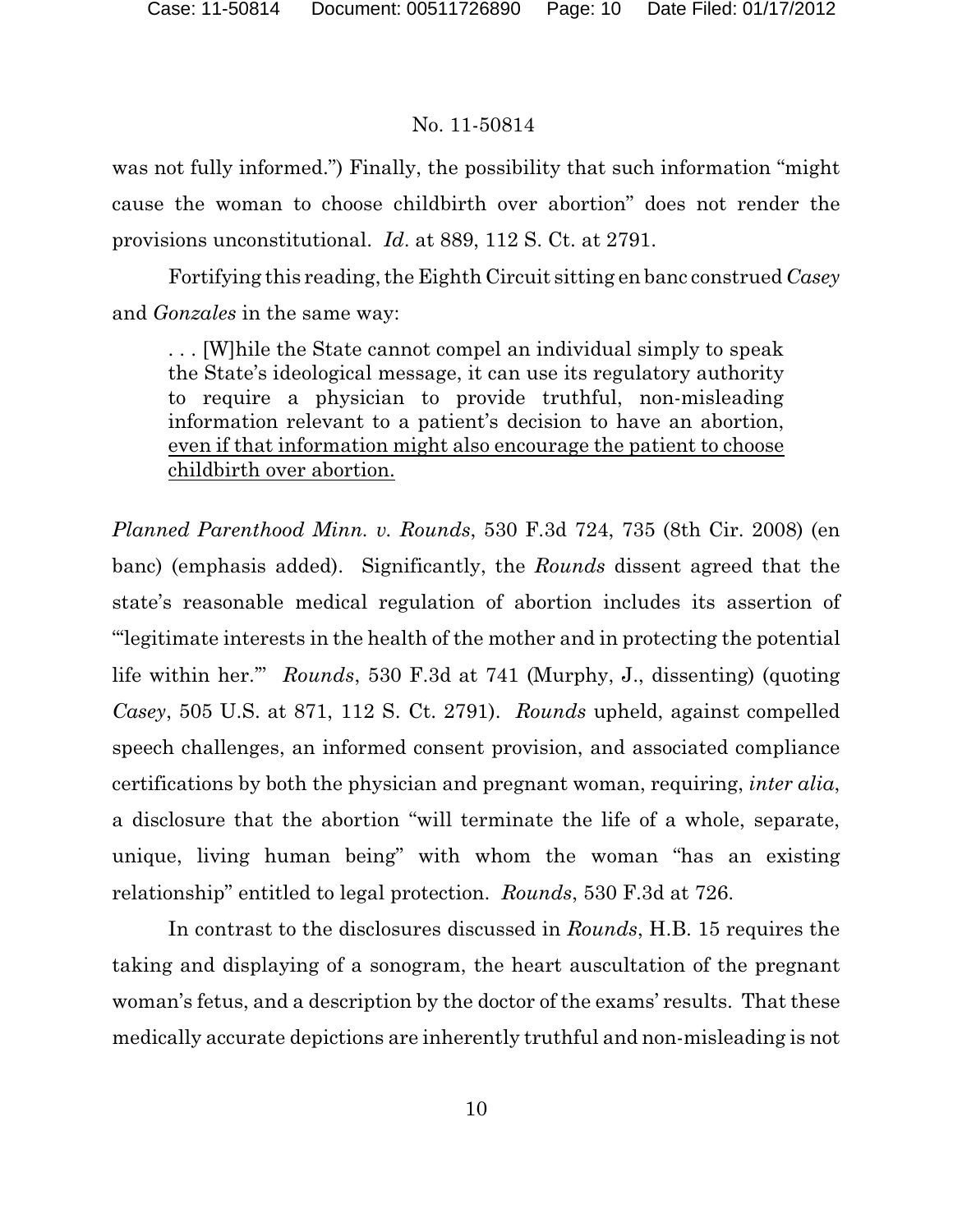was not fully informed.") Finally, the possibility that such information "might cause the woman to choose childbirth over abortion" does not render the provisions unconstitutional. *Id*. at 889, 112 S. Ct. at 2791.

Fortifying this reading, the Eighth Circuit sitting en banc construed *Casey* and *Gonzales* in the same way:

> . . . [W]hile the State cannot compel an individual simply to speak the State's ideological message, it can use its regulatory authority to require a physician to provide truthful, non-misleading information relevant to a patient's decision to have an abortion, <u>even if that information might also encourage the patient to choose childbirth over abortion.</u>

*Planned Parenthood Minn. v. Rounds*, 530 F.3d 724, 735 (8th Cir. 2008) (en banc) (emphasis added). Significantly, the *Rounds* dissent agreed that the state's reasonable medical regulation of abortion includes its assertion of "'legitimate interests in the health of the mother and in protecting the potential life within her.'" *Rounds*, 530 F.3d at 741 (Murphy, J., dissenting) (quoting *Casey*, 505 U.S. at 871, 112 S. Ct. 2791). *Rounds* upheld, against compelled speech challenges, an informed consent provision, and associated compliance certifications by both the physician and pregnant woman, requiring, *inter alia*, a disclosure that the abortion "will terminate the life of a whole, separate, unique, living human being" with whom the woman "has an existing relationship" entitled to legal protection. *Rounds*, 530 F.3d at 726.

In contrast to the disclosures discussed in *Rounds*, H.B. 15 requires the taking and displaying of a sonogram, the heart auscultation of the pregnant woman's fetus, and a description by the doctor of the exams' results. That these medically accurate depictions are inherently truthful and non-misleading is not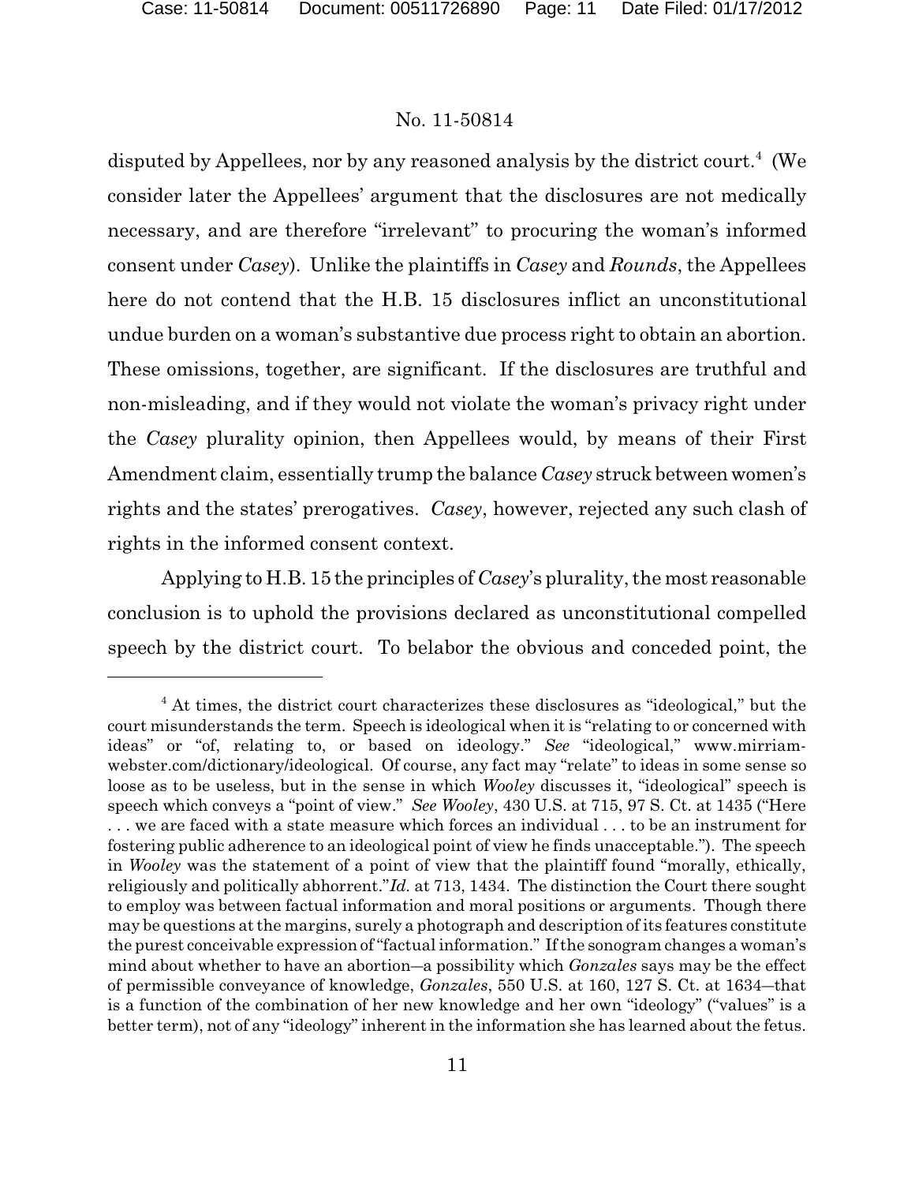disputed by Appellees, nor by any reasoned analysis by the district court.[4] (We consider later the Appellees' argument that the disclosures are not medically necessary, and are therefore "irrelevant" to procuring the woman's informed consent under *Casey*). Unlike the plaintiffs in *Casey* and *Rounds*, the Appellees here do not contend that the H.B. 15 disclosures inflict an unconstitutional undue burden on a woman's substantive due process right to obtain an abortion. These omissions, together, are significant. If the disclosures are truthful and non-misleading, and if they would not violate the woman's privacy right under the *Casey* plurality opinion, then Appellees would, by means of their First Amendment claim, essentially trump the balance *Casey* struck between women's rights and the states' prerogatives. *Casey*, however, rejected any such clash of rights in the informed consent context.

Applying to H.B. 15 the principles of *Casey*'s plurality, the most reasonable conclusion is to uphold the provisions declared as unconstitutional compelled speech by the district court. To belabor the obvious and conceded point, the

---

[4] At times, the district court characterizes these disclosures as "ideological," but the court misunderstands the term. Speech is ideological when it is "relating to or concerned with ideas" or "of, relating to, or based on ideology." *See* "ideological," www.mirriam-webster.com/dictionary/ideological. Of course, any fact may "relate" to ideas in some sense so loose as to be useless, but in the sense in which *Wooley* discusses it, "ideological" speech is speech which conveys a "point of view." *See Wooley*, 430 U.S. at 715, 97 S. Ct. at 1435 ("Here . . . we are faced with a state measure which forces an individual . . . to be an instrument for fostering public adherence to an ideological point of view he finds unacceptable."). The speech in *Wooley* was the statement of a point of view that the plaintiff found "morally, ethically, religiously and politically abhorrent."*Id.* at 713, 1434. The distinction the Court there sought to employ was between factual information and moral positions or arguments. Though there may be questions at the margins, surely a photograph and description of its features constitute the purest conceivable expression of "factual information." If the sonogram changes a woman's mind about whether to have an abortion—a possibility which *Gonzales* says may be the effect of permissible conveyance of knowledge, *Gonzales*, 550 U.S. at 160, 127 S. Ct. at 1634—that is a function of the combination of her new knowledge and her own "ideology" ("values" is a better term), not of any "ideology" inherent in the information she has learned about the fetus.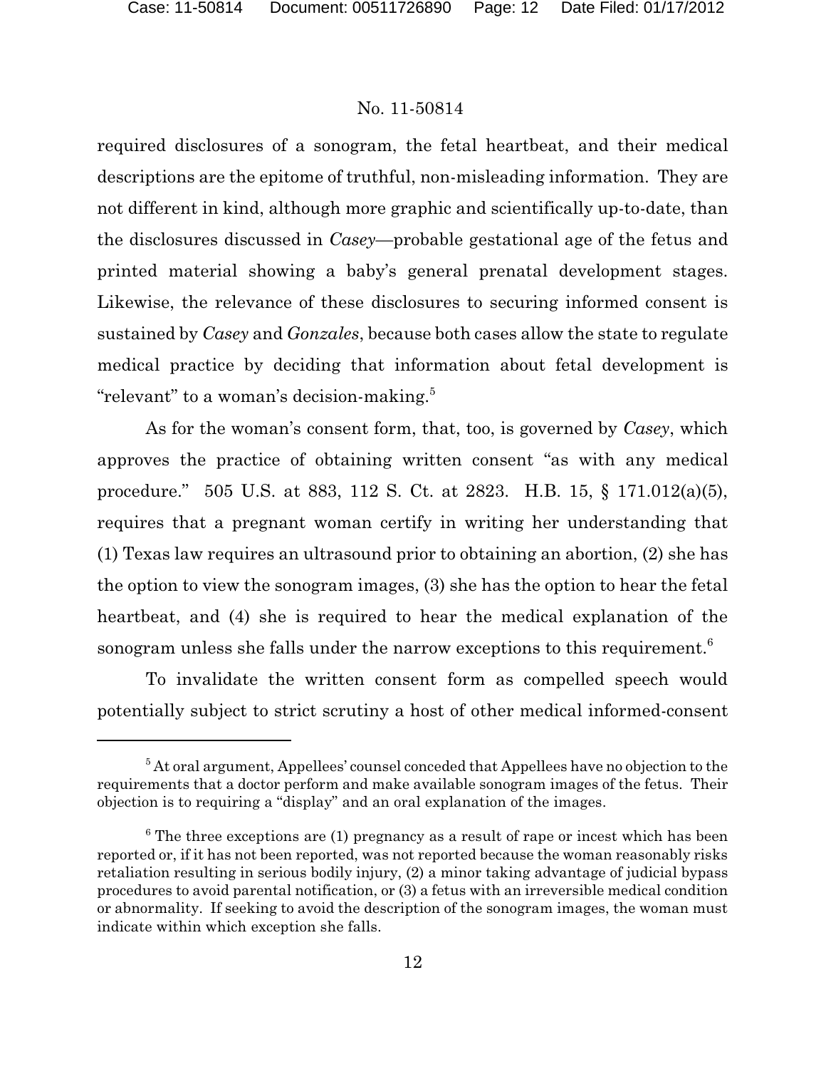required disclosures of a sonogram, the fetal heartbeat, and their medical descriptions are the epitome of truthful, non-misleading information. They are not different in kind, although more graphic and scientifically up-to-date, than the disclosures discussed in *Casey*—probable gestational age of the fetus and printed material showing a baby's general prenatal development stages. Likewise, the relevance of these disclosures to securing informed consent is sustained by *Casey* and *Gonzales*, because both cases allow the state to regulate medical practice by deciding that information about fetal development is "relevant" to a woman's decision-making.[5]

As for the woman's consent form, that, too, is governed by *Casey*, which approves the practice of obtaining written consent "as with any medical procedure." 505 U.S. at 883, 112 S. Ct. at 2823. H.B. 15, § 171.012(a)(5), requires that a pregnant woman certify in writing her understanding that (1) Texas law requires an ultrasound prior to obtaining an abortion, (2) she has the option to view the sonogram images, (3) she has the option to hear the fetal heartbeat, and (4) she is required to hear the medical explanation of the sonogram unless she falls under the narrow exceptions to this requirement.[6]

To invalidate the written consent form as compelled speech would potentially subject to strict scrutiny a host of other medical informed-consent

---

[5] At oral argument, Appellees' counsel conceded that Appellees have no objection to the requirements that a doctor perform and make available sonogram images of the fetus. Their objection is to requiring a "display" and an oral explanation of the images.

[6] The three exceptions are (1) pregnancy as a result of rape or incest which has been reported or, if it has not been reported, was not reported because the woman reasonably risks retaliation resulting in serious bodily injury, (2) a minor taking advantage of judicial bypass procedures to avoid parental notification, or (3) a fetus with an irreversible medical condition or abnormality. If seeking to avoid the description of the sonogram images, the woman must indicate within which exception she falls.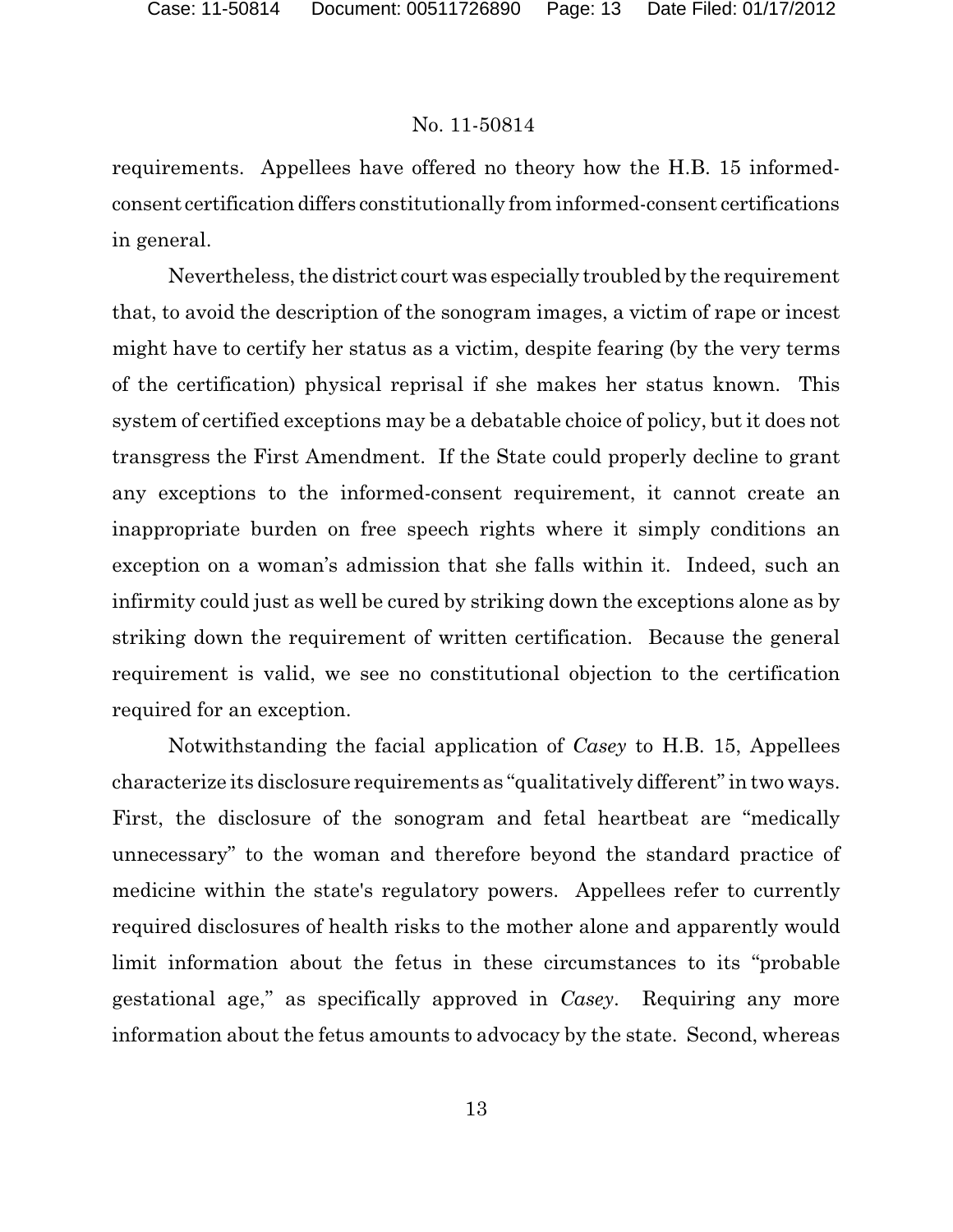requirements. Appellees have offered no theory how the H.B. 15 informed-consent certification differs constitutionally from informed-consent certifications in general.

Nevertheless, the district court was especially troubled by the requirement that, to avoid the description of the sonogram images, a victim of rape or incest might have to certify her status as a victim, despite fearing (by the very terms of the certification) physical reprisal if she makes her status known. This system of certified exceptions may be a debatable choice of policy, but it does not transgress the First Amendment. If the State could properly decline to grant any exceptions to the informed-consent requirement, it cannot create an inappropriate burden on free speech rights where it simply conditions an exception on a woman's admission that she falls within it. Indeed, such an infirmity could just as well be cured by striking down the exceptions alone as by striking down the requirement of written certification. Because the general requirement is valid, we see no constitutional objection to the certification required for an exception.

Notwithstanding the facial application of *Casey* to H.B. 15, Appellees characterize its disclosure requirements as "qualitatively different" in two ways. First, the disclosure of the sonogram and fetal heartbeat are "medically unnecessary" to the woman and therefore beyond the standard practice of medicine within the state's regulatory powers. Appellees refer to currently required disclosures of health risks to the mother alone and apparently would limit information about the fetus in these circumstances to its "probable gestational age," as specifically approved in *Casey*. Requiring any more information about the fetus amounts to advocacy by the state. Second, whereas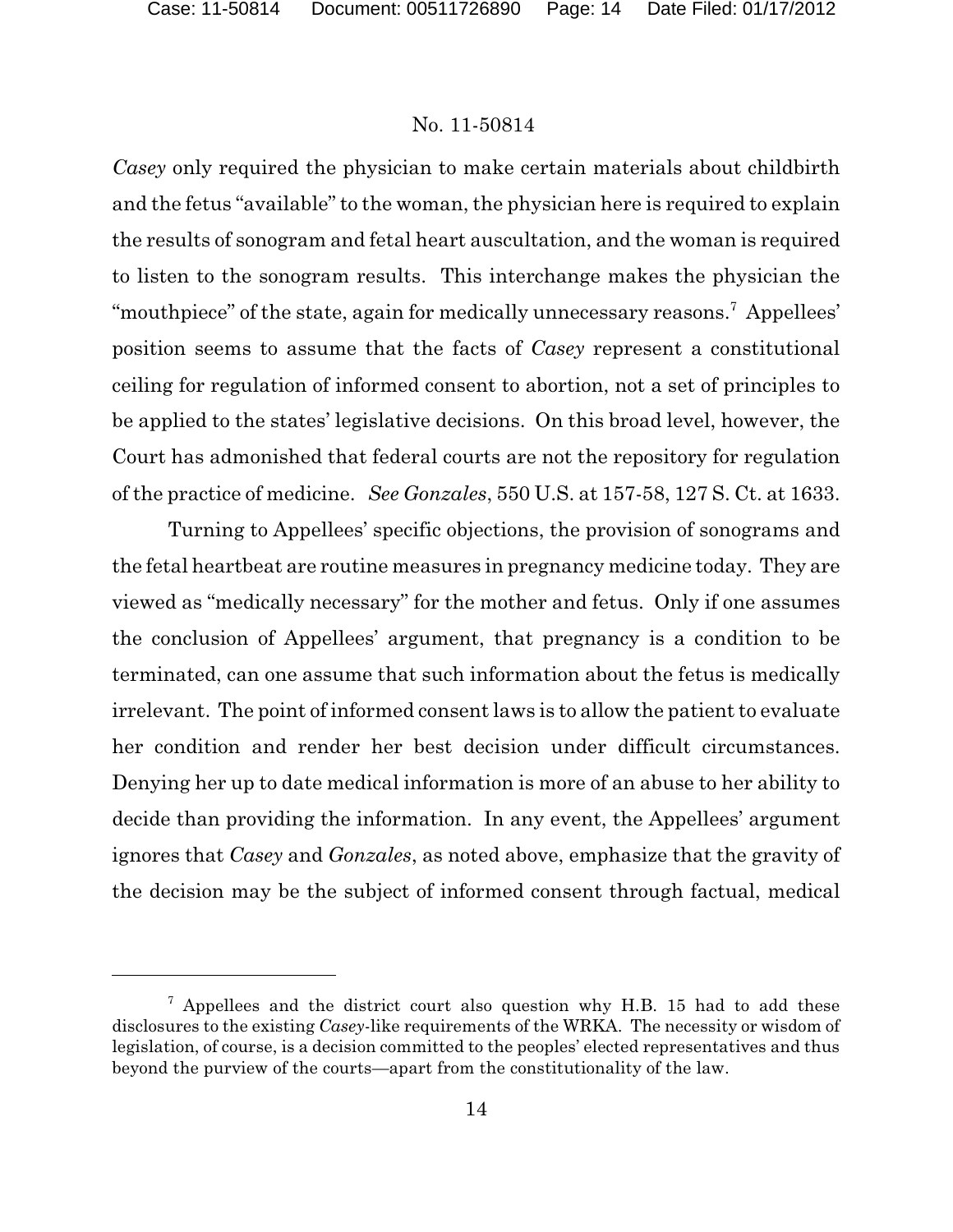*Casey* only required the physician to make certain materials about childbirth and the fetus "available" to the woman, the physician here is required to explain the results of sonogram and fetal heart auscultation, and the woman is required to listen to the sonogram results. This interchange makes the physician the "mouthpiece" of the state, again for medically unnecessary reasons.[7] Appellees' position seems to assume that the facts of *Casey* represent a constitutional ceiling for regulation of informed consent to abortion, not a set of principles to be applied to the states' legislative decisions. On this broad level, however, the Court has admonished that federal courts are not the repository for regulation of the practice of medicine. *See Gonzales*, 550 U.S. at 157-58, 127 S. Ct. at 1633.

Turning to Appellees' specific objections, the provision of sonograms and the fetal heartbeat are routine measures in pregnancy medicine today. They are viewed as "medically necessary" for the mother and fetus. Only if one assumes the conclusion of Appellees' argument, that pregnancy is a condition to be terminated, can one assume that such information about the fetus is medically irrelevant. The point of informed consent laws is to allow the patient to evaluate her condition and render her best decision under difficult circumstances. Denying her up to date medical information is more of an abuse to her ability to decide than providing the information. In any event, the Appellees' argument ignores that *Casey* and *Gonzales*, as noted above, emphasize that the gravity of the decision may be the subject of informed consent through factual, medical

---

[7] Appellees and the district court also question why H.B. 15 had to add these disclosures to the existing *Casey*-like requirements of the WRKA. The necessity or wisdom of legislation, of course, is a decision committed to the peoples' elected representatives and thus beyond the purview of the courts—apart from the constitutionality of the law.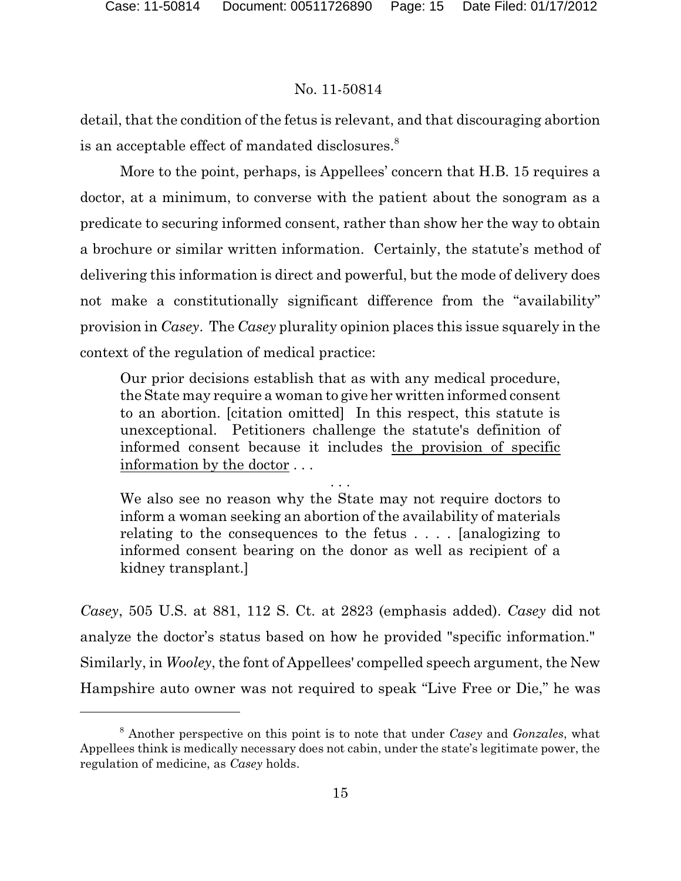detail, that the condition of the fetus is relevant, and that discouraging abortion is an acceptable effect of mandated disclosures.[8]

More to the point, perhaps, is Appellees' concern that H.B. 15 requires a doctor, at a minimum, to converse with the patient about the sonogram as a predicate to securing informed consent, rather than show her the way to obtain a brochure or similar written information. Certainly, the statute's method of delivering this information is direct and powerful, but the mode of delivery does not make a constitutionally significant difference from the "availability" provision in *Casey*. The *Casey* plurality opinion places this issue squarely in the context of the regulation of medical practice:

> Our prior decisions establish that as with any medical procedure, the State may require a woman to give her written informed consent to an abortion. [citation omitted] In this respect, this statute is unexceptional. Petitioners challenge the statute's definition of informed consent because it includes <u>the provision of specific information by the doctor</u> . . .
>
> . . .
>
> We also see no reason why the State may not require doctors to inform a woman seeking an abortion of the availability of materials relating to the consequences to the fetus . . . . [analogizing to informed consent bearing on the donor as well as recipient of a kidney transplant.]

*Casey*, 505 U.S. at 881, 112 S. Ct. at 2823 (emphasis added). *Casey* did not analyze the doctor's status based on how he provided "specific information." Similarly, in *Wooley*, the font of Appellees' compelled speech argument, the New Hampshire auto owner was not required to speak "Live Free or Die," he was

[8] Another perspective on this point is to note that under *Casey* and *Gonzales*, what Appellees think is medically necessary does not cabin, under the state's legitimate power, the regulation of medicine, as *Casey* holds.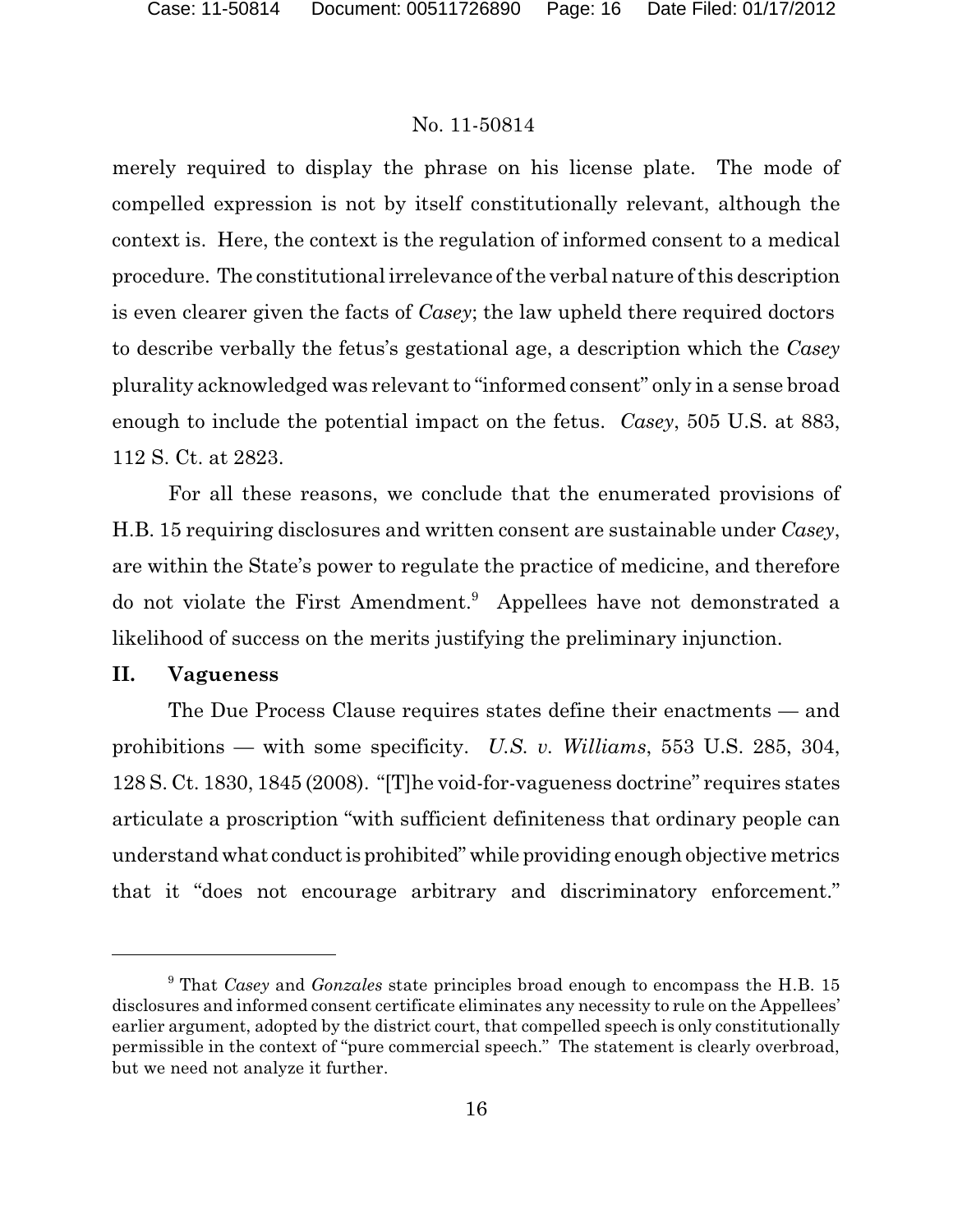merely required to display the phrase on his license plate. The mode of compelled expression is not by itself constitutionally relevant, although the context is. Here, the context is the regulation of informed consent to a medical procedure. The constitutional irrelevance of the verbal nature of this description is even clearer given the facts of *Casey*; the law upheld there required doctors to describe verbally the fetus's gestational age, a description which the *Casey* plurality acknowledged was relevant to "informed consent" only in a sense broad enough to include the potential impact on the fetus. *Casey*, 505 U.S. at 883, 112 S. Ct. at 2823.

For all these reasons, we conclude that the enumerated provisions of H.B. 15 requiring disclosures and written consent are sustainable under *Casey*, are within the State's power to regulate the practice of medicine, and therefore do not violate the First Amendment.[9] Appellees have not demonstrated a likelihood of success on the merits justifying the preliminary injunction.

## II. Vagueness

The Due Process Clause requires states define their enactments — and prohibitions — with some specificity. *U.S. v. Williams*, 553 U.S. 285, 304, 128 S. Ct. 1830, 1845 (2008). "[T]he void-for-vagueness doctrine" requires states articulate a proscription "with sufficient definiteness that ordinary people can understand what conduct is prohibited" while providing enough objective metrics that it "does not encourage arbitrary and discriminatory enforcement."

---

[9] That *Casey* and *Gonzales* state principles broad enough to encompass the H.B. 15 disclosures and informed consent certificate eliminates any necessity to rule on the Appellees' earlier argument, adopted by the district court, that compelled speech is only constitutionally permissible in the context of "pure commercial speech." The statement is clearly overbroad, but we need not analyze it further.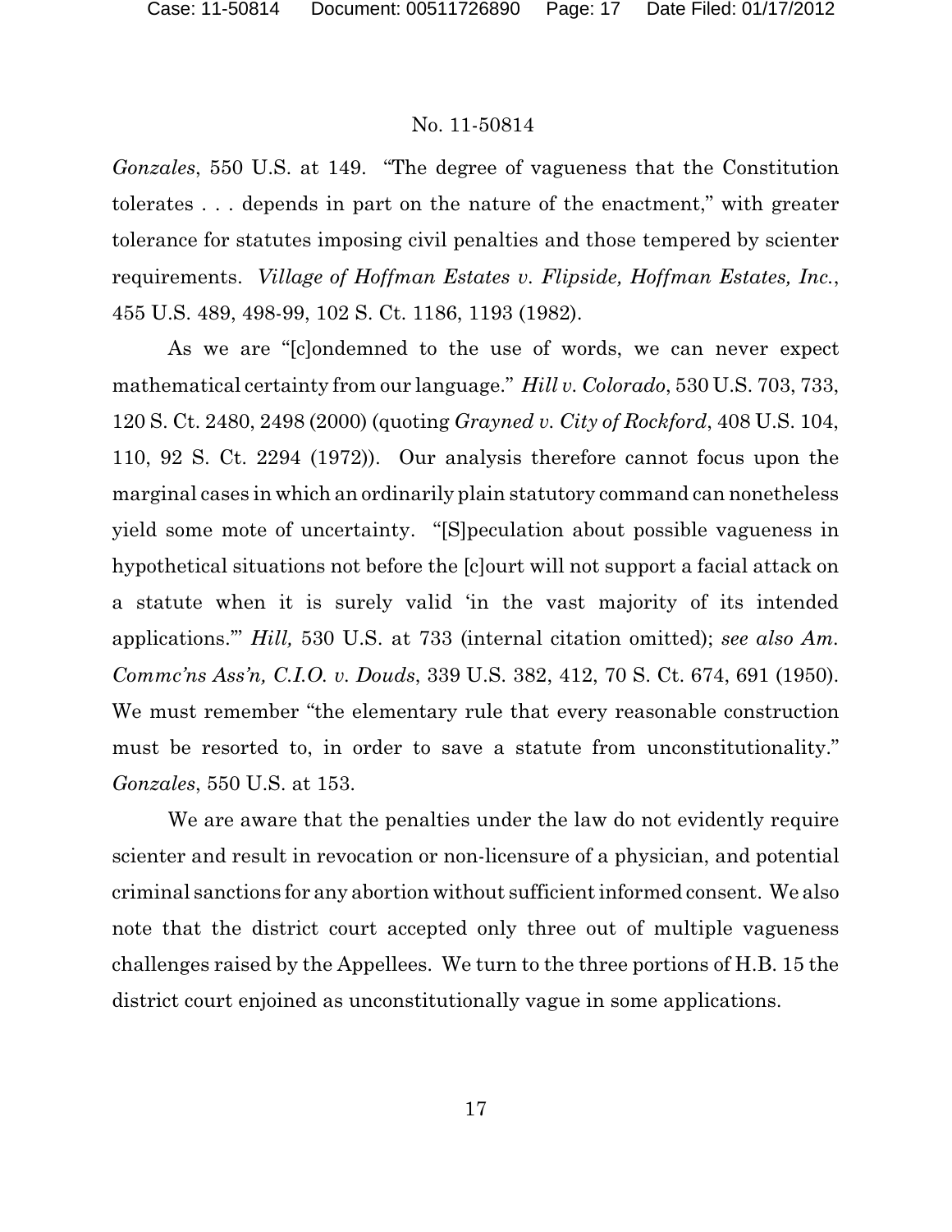*Gonzales*, 550 U.S. at 149. "The degree of vagueness that the Constitution tolerates . . . depends in part on the nature of the enactment," with greater tolerance for statutes imposing civil penalties and those tempered by scienter requirements. *Village of Hoffman Estates v. Flipside, Hoffman Estates, Inc.*, 455 U.S. 489, 498-99, 102 S. Ct. 1186, 1193 (1982).

As we are "[c]ondemned to the use of words, we can never expect mathematical certainty from our language." *Hill v. Colorado*, 530 U.S. 703, 733, 120 S. Ct. 2480, 2498 (2000) (quoting *Grayned v. City of Rockford*, 408 U.S. 104, 110, 92 S. Ct. 2294 (1972)). Our analysis therefore cannot focus upon the marginal cases in which an ordinarily plain statutory command can nonetheless yield some mote of uncertainty. "[S]peculation about possible vagueness in hypothetical situations not before the [c]ourt will not support a facial attack on a statute when it is surely valid 'in the vast majority of its intended applications.'" *Hill,* 530 U.S. at 733 (internal citation omitted); *see also Am. Commc'ns Ass'n, C.I.O. v. Douds*, 339 U.S. 382, 412, 70 S. Ct. 674, 691 (1950). We must remember "the elementary rule that every reasonable construction must be resorted to, in order to save a statute from unconstitutionality." *Gonzales*, 550 U.S. at 153.

We are aware that the penalties under the law do not evidently require scienter and result in revocation or non-licensure of a physician, and potential criminal sanctions for any abortion without sufficient informed consent. We also note that the district court accepted only three out of multiple vagueness challenges raised by the Appellees. We turn to the three portions of H.B. 15 the district court enjoined as unconstitutionally vague in some applications.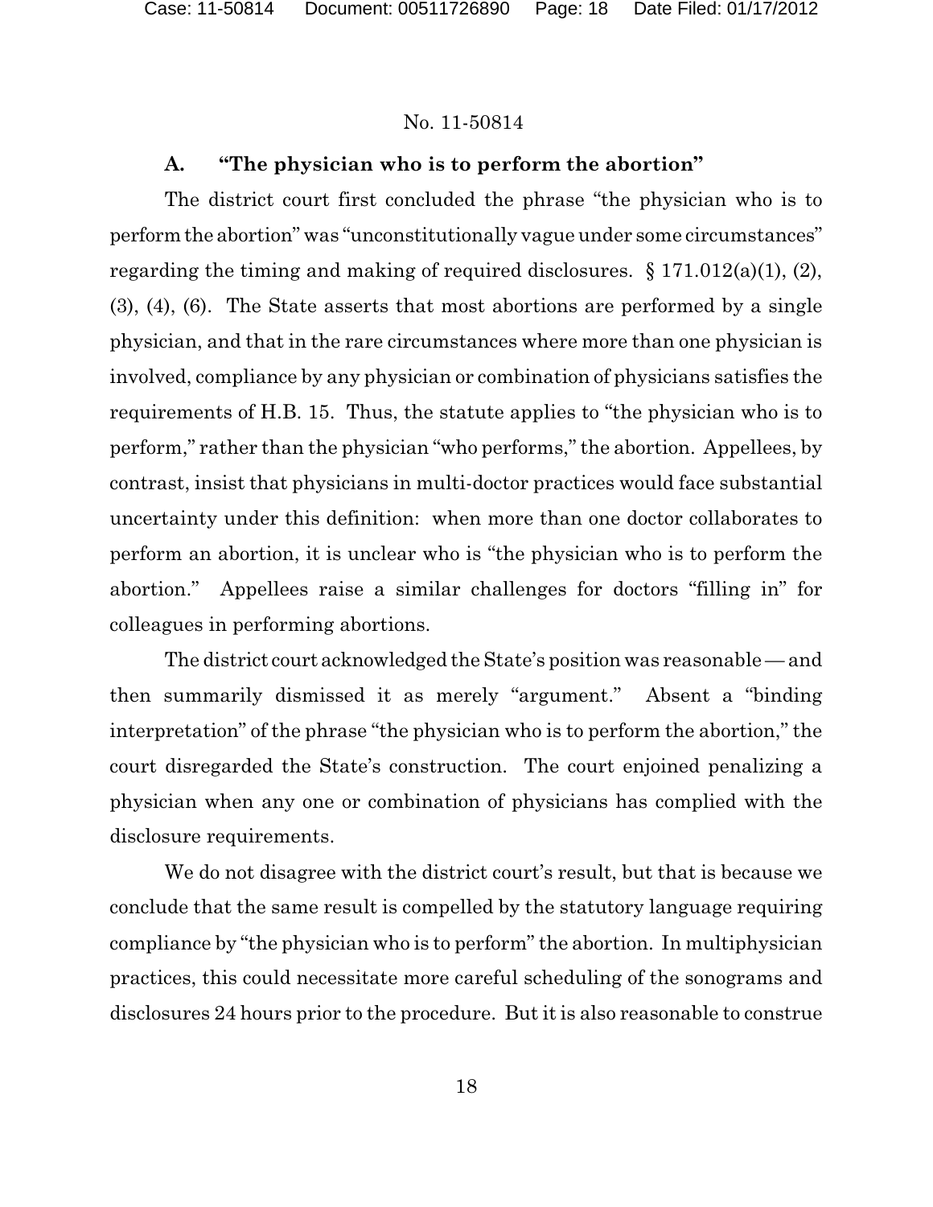### A. "The physician who is to perform the abortion"

The district court first concluded the phrase "the physician who is to perform the abortion" was "unconstitutionally vague under some circumstances" regarding the timing and making of required disclosures. § 171.012(a)(1), (2), (3), (4), (6). The State asserts that most abortions are performed by a single physician, and that in the rare circumstances where more than one physician is involved, compliance by any physician or combination of physicians satisfies the requirements of H.B. 15. Thus, the statute applies to "the physician who is to perform," rather than the physician "who performs," the abortion. Appellees, by contrast, insist that physicians in multi-doctor practices would face substantial uncertainty under this definition: when more than one doctor collaborates to perform an abortion, it is unclear who is "the physician who is to perform the abortion." Appellees raise a similar challenges for doctors "filling in" for colleagues in performing abortions.

The district court acknowledged the State's position was reasonable — and then summarily dismissed it as merely "argument." Absent a "binding interpretation" of the phrase "the physician who is to perform the abortion," the court disregarded the State's construction. The court enjoined penalizing a physician when any one or combination of physicians has complied with the disclosure requirements.

We do not disagree with the district court's result, but that is because we conclude that the same result is compelled by the statutory language requiring compliance by "the physician who is to perform" the abortion. In multiphysician practices, this could necessitate more careful scheduling of the sonograms and disclosures 24 hours prior to the procedure. But it is also reasonable to construe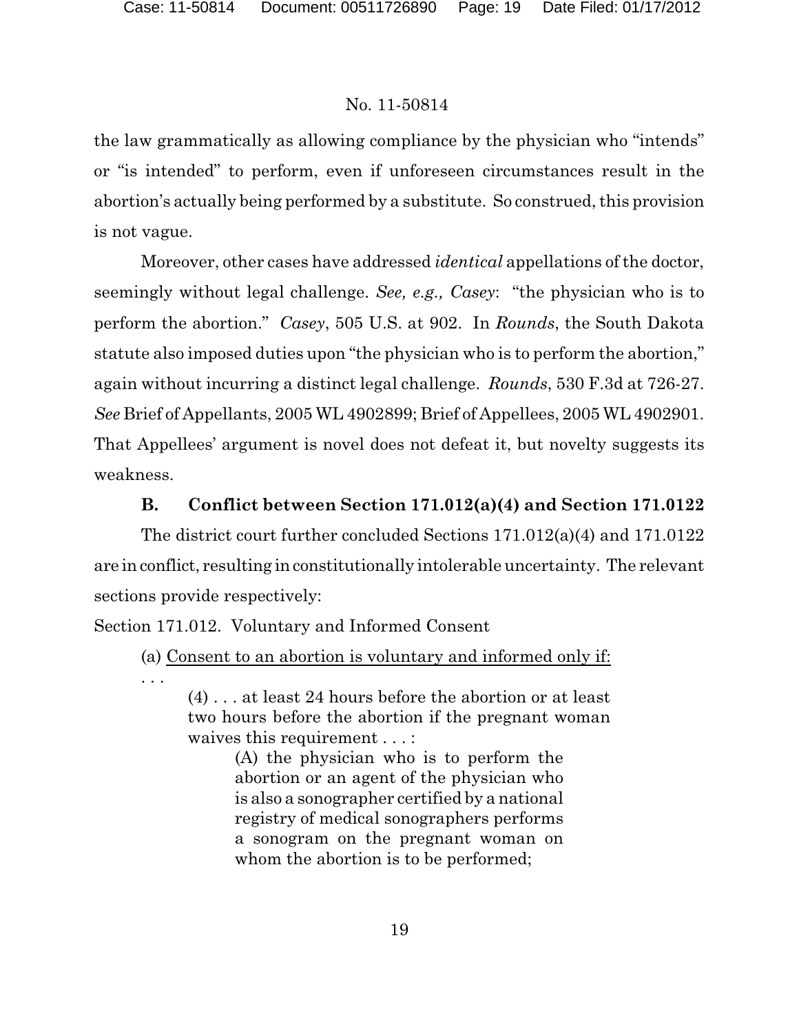the law grammatically as allowing compliance by the physician who "intends" or "is intended" to perform, even if unforeseen circumstances result in the abortion's actually being performed by a substitute. So construed, this provision is not vague.

Moreover, other cases have addressed *identical* appellations of the doctor, seemingly without legal challenge. *See, e.g., Casey*: "the physician who is to perform the abortion." *Casey*, 505 U.S. at 902. In *Rounds*, the South Dakota statute also imposed duties upon "the physician who is to perform the abortion," again without incurring a distinct legal challenge. *Rounds*, 530 F.3d at 726-27. *See* Brief of Appellants, 2005 WL 4902899; Brief of Appellees, 2005 WL 4902901. That Appellees' argument is novel does not defeat it, but novelty suggests its weakness.

### B. Conflict between Section 171.012(a)(4) and Section 171.0122

The district court further concluded Sections 171.012(a)(4) and 171.0122 are in conflict, resulting in constitutionally intolerable uncertainty. The relevant sections provide respectively:

Section 171.012. Voluntary and Informed Consent

> (a) <u>Consent to an abortion is voluntary and informed only if:</u>
>
> . . .
>
> > (4) . . . at least 24 hours before the abortion or at least two hours before the abortion if the pregnant woman waives this requirement . . . :
> >
> > > (A) the physician who is to perform the abortion or an agent of the physician who is also a sonographer certified by a national registry of medical sonographers performs a sonogram on the pregnant woman on whom the abortion is to be performed;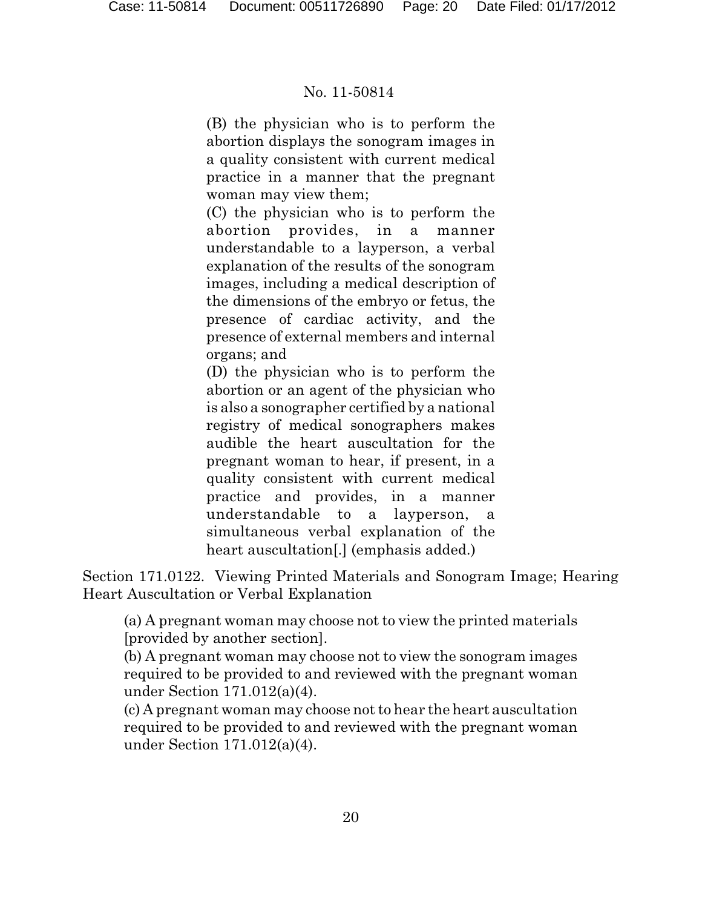> (B) the physician who is to perform the abortion displays the sonogram images in a quality consistent with current medical practice in a manner that the pregnant woman may view them;
>
> (C) the physician who is to perform the abortion provides, in a manner understandable to a layperson, a verbal explanation of the results of the sonogram images, including a medical description of the dimensions of the embryo or fetus, the presence of cardiac activity, and the presence of external members and internal organs; and
>
> (D) the physician who is to perform the abortion or an agent of the physician who is also a sonographer certified by a national registry of medical sonographers makes audible the heart auscultation for the pregnant woman to hear, if present, in a quality consistent with current medical practice and provides, in a manner understandable to a layperson, a simultaneous verbal explanation of the heart auscultation[.] (emphasis added.)

Section 171.0122. Viewing Printed Materials and Sonogram Image; Hearing Heart Auscultation or Verbal Explanation

> (a) A pregnant woman may choose not to view the printed materials [provided by another section].
>
> (b) A pregnant woman may choose not to view the sonogram images required to be provided to and reviewed with the pregnant woman under Section 171.012(a)(4).
>
> (c) A pregnant woman may choose not to hear the heart auscultation required to be provided to and reviewed with the pregnant woman under Section 171.012(a)(4).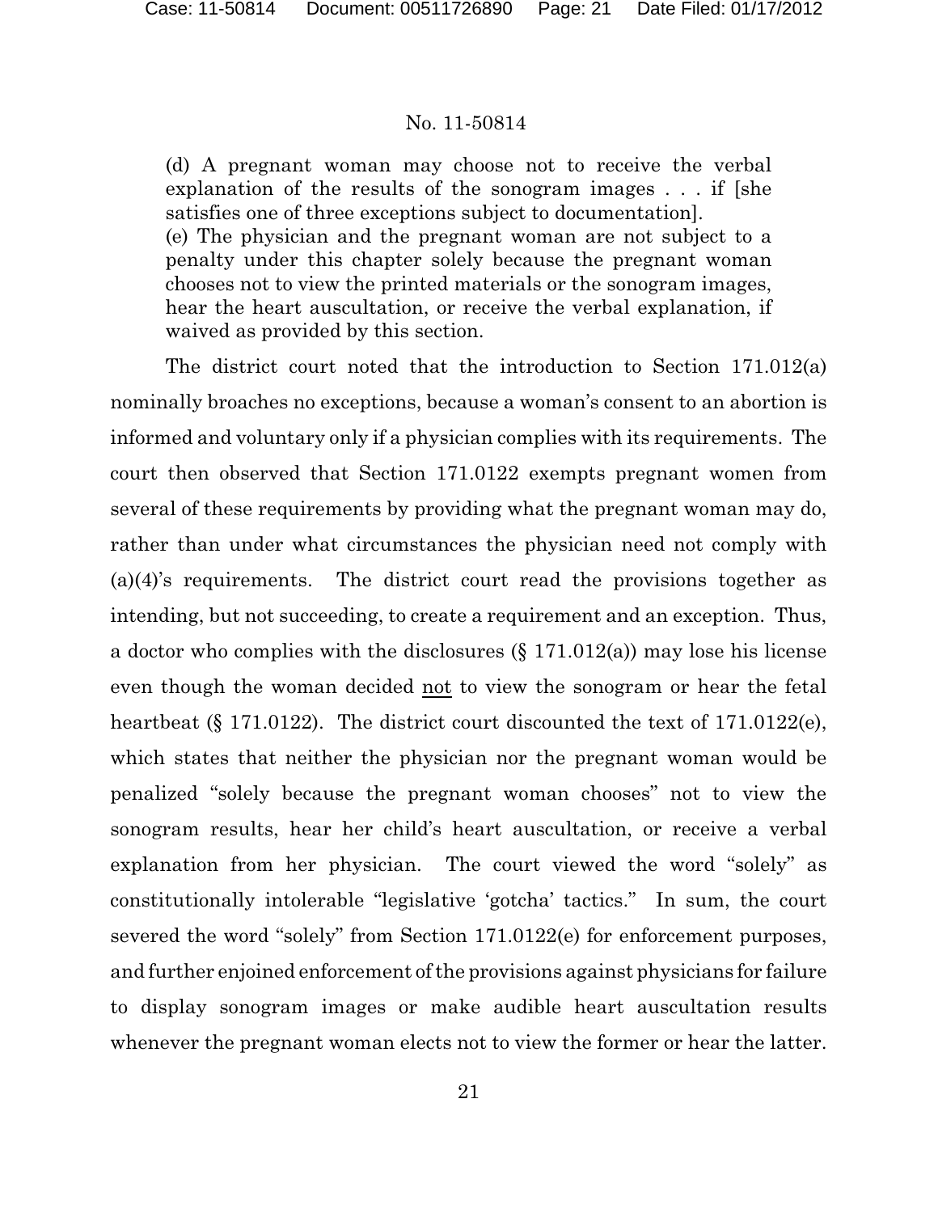No. 11-50814

> (d) A pregnant woman may choose not to receive the verbal explanation of the results of the sonogram images . . . if [she satisfies one of three exceptions subject to documentation].
>
> (e) The physician and the pregnant woman are not subject to a penalty under this chapter solely because the pregnant woman chooses not to view the printed materials or the sonogram images, hear the heart auscultation, or receive the verbal explanation, if waived as provided by this section.

The district court noted that the introduction to Section 171.012(a) nominally broaches no exceptions, because a woman's consent to an abortion is informed and voluntary only if a physician complies with its requirements. The court then observed that Section 171.0122 exempts pregnant women from several of these requirements by providing what the pregnant woman may do, rather than under what circumstances the physician need not comply with (a)(4)'s requirements. The district court read the provisions together as intending, but not succeeding, to create a requirement and an exception. Thus, a doctor who complies with the disclosures (§ 171.012(a)) may lose his license even though the woman decided <u>not</u> to view the sonogram or hear the fetal heartbeat (§ 171.0122). The district court discounted the text of 171.0122(e), which states that neither the physician nor the pregnant woman would be penalized "solely because the pregnant woman chooses" not to view the sonogram results, hear her child's heart auscultation, or receive a verbal explanation from her physician. The court viewed the word "solely" as constitutionally intolerable "legislative 'gotcha' tactics." In sum, the court severed the word "solely" from Section 171.0122(e) for enforcement purposes, and further enjoined enforcement of the provisions against physicians for failure to display sonogram images or make audible heart auscultation results whenever the pregnant woman elects not to view the former or hear the latter.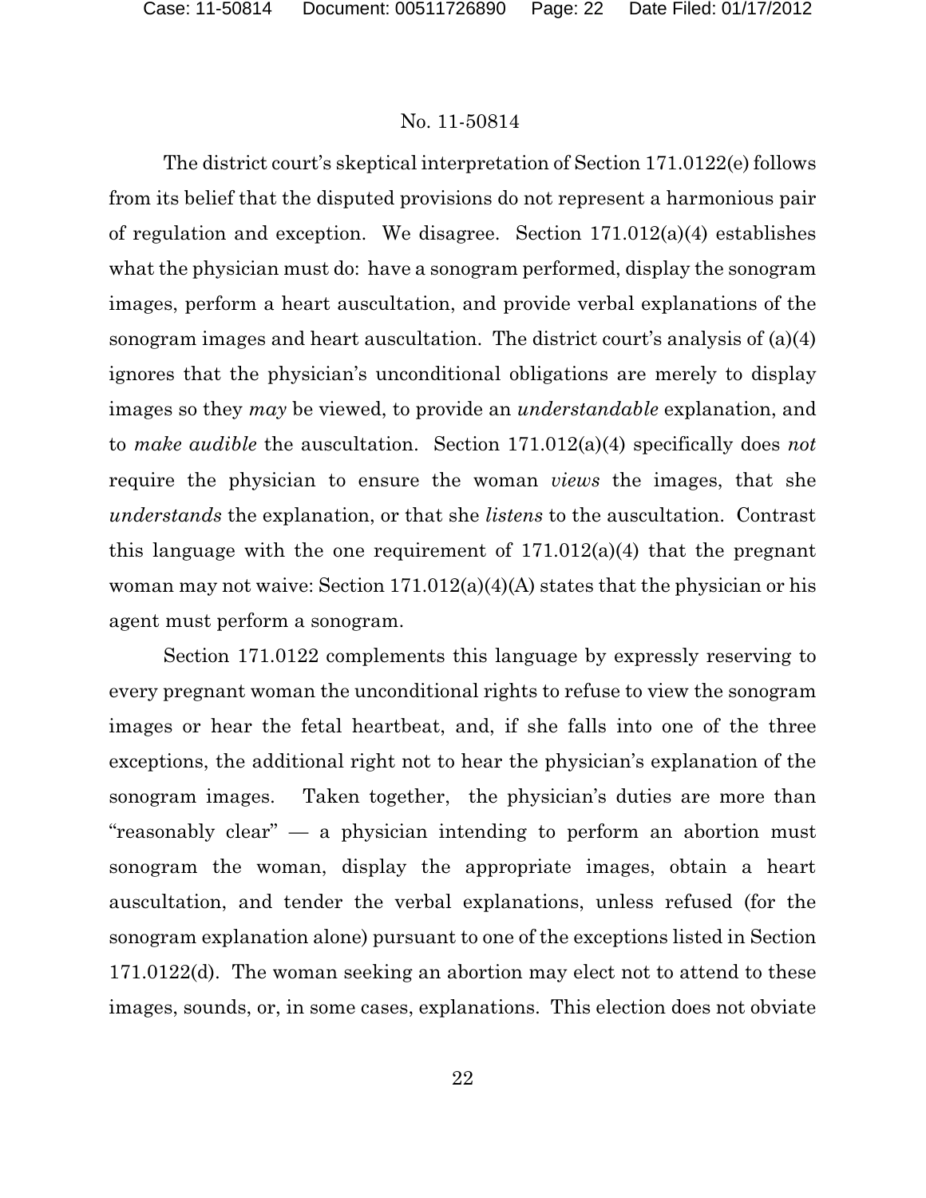The district court's skeptical interpretation of Section 171.0122(e) follows from its belief that the disputed provisions do not represent a harmonious pair of regulation and exception. We disagree. Section 171.012(a)(4) establishes what the physician must do: have a sonogram performed, display the sonogram images, perform a heart auscultation, and provide verbal explanations of the sonogram images and heart auscultation. The district court's analysis of (a)(4) ignores that the physician's unconditional obligations are merely to display images so they *may* be viewed, to provide an *understandable* explanation, and to *make audible* the auscultation. Section 171.012(a)(4) specifically does *not* require the physician to ensure the woman *views* the images, that she *understands* the explanation, or that she *listens* to the auscultation. Contrast this language with the one requirement of 171.012(a)(4) that the pregnant woman may not waive: Section 171.012(a)(4)(A) states that the physician or his agent must perform a sonogram.

Section 171.0122 complements this language by expressly reserving to every pregnant woman the unconditional rights to refuse to view the sonogram images or hear the fetal heartbeat, and, if she falls into one of the three exceptions, the additional right not to hear the physician's explanation of the sonogram images. Taken together, the physician's duties are more than "reasonably clear" — a physician intending to perform an abortion must sonogram the woman, display the appropriate images, obtain a heart auscultation, and tender the verbal explanations, unless refused (for the sonogram explanation alone) pursuant to one of the exceptions listed in Section 171.0122(d). The woman seeking an abortion may elect not to attend to these images, sounds, or, in some cases, explanations. This election does not obviate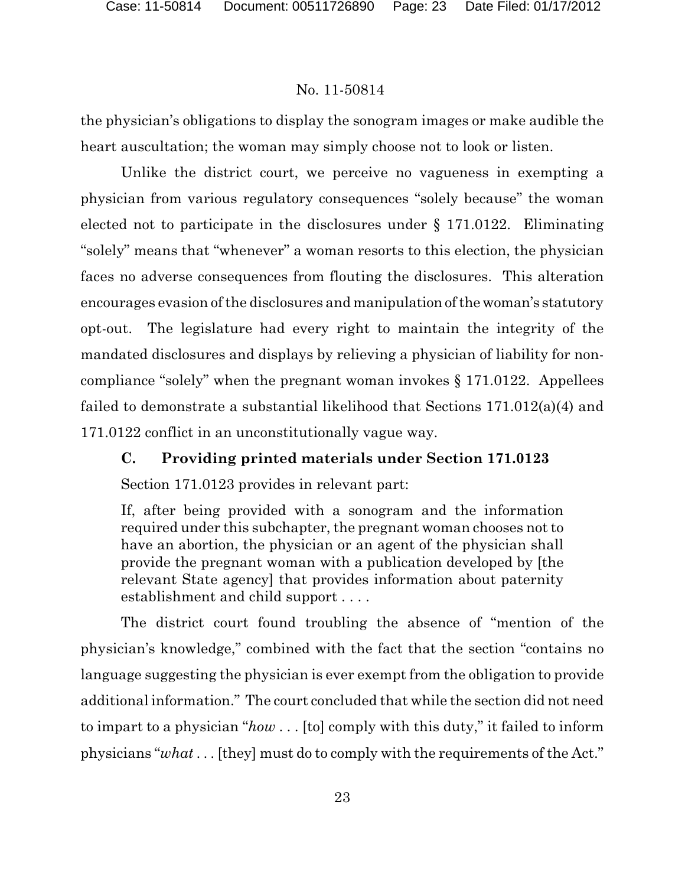the physician's obligations to display the sonogram images or make audible the heart auscultation; the woman may simply choose not to look or listen.

Unlike the district court, we perceive no vagueness in exempting a physician from various regulatory consequences "solely because" the woman elected not to participate in the disclosures under § 171.0122. Eliminating "solely" means that "whenever" a woman resorts to this election, the physician faces no adverse consequences from flouting the disclosures. This alteration encourages evasion of the disclosures and manipulation of the woman's statutory opt-out. The legislature had every right to maintain the integrity of the mandated disclosures and displays by relieving a physician of liability for non-compliance "solely" when the pregnant woman invokes § 171.0122. Appellees failed to demonstrate a substantial likelihood that Sections 171.012(a)(4) and 171.0122 conflict in an unconstitutionally vague way.

### C. Providing printed materials under Section 171.0123

Section 171.0123 provides in relevant part:

> If, after being provided with a sonogram and the information required under this subchapter, the pregnant woman chooses not to have an abortion, the physician or an agent of the physician shall provide the pregnant woman with a publication developed by [the relevant State agency] that provides information about paternity establishment and child support . . . .

The district court found troubling the absence of "mention of the physician's knowledge," combined with the fact that the section "contains no language suggesting the physician is ever exempt from the obligation to provide additional information." The court concluded that while the section did not need to impart to a physician "*how* . . . [to] comply with this duty," it failed to inform physicians "*what* . . . [they] must do to comply with the requirements of the Act."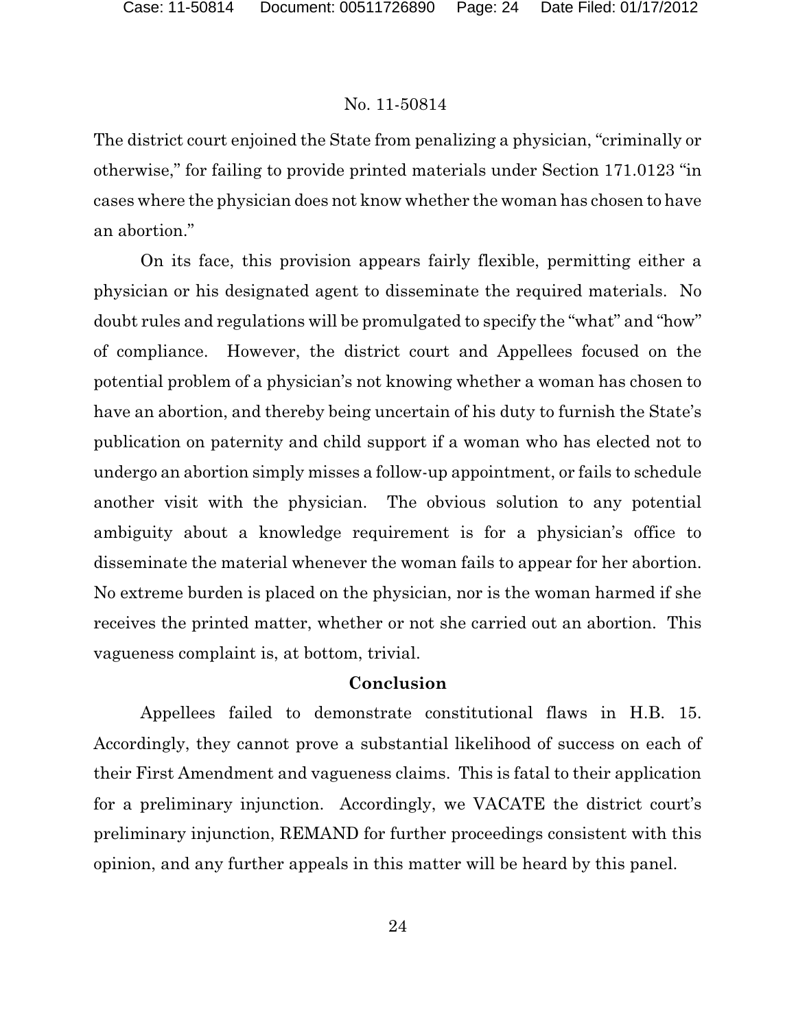The district court enjoined the State from penalizing a physician, "criminally or otherwise," for failing to provide printed materials under Section 171.0123 "in cases where the physician does not know whether the woman has chosen to have an abortion."

On its face, this provision appears fairly flexible, permitting either a physician or his designated agent to disseminate the required materials. No doubt rules and regulations will be promulgated to specify the "what" and "how" of compliance. However, the district court and Appellees focused on the potential problem of a physician's not knowing whether a woman has chosen to have an abortion, and thereby being uncertain of his duty to furnish the State's publication on paternity and child support if a woman who has elected not to undergo an abortion simply misses a follow-up appointment, or fails to schedule another visit with the physician. The obvious solution to any potential ambiguity about a knowledge requirement is for a physician's office to disseminate the material whenever the woman fails to appear for her abortion. No extreme burden is placed on the physician, nor is the woman harmed if she receives the printed matter, whether or not she carried out an abortion. This vagueness complaint is, at bottom, trivial.

## Conclusion

Appellees failed to demonstrate constitutional flaws in H.B. 15. Accordingly, they cannot prove a substantial likelihood of success on each of their First Amendment and vagueness claims. This is fatal to their application for a preliminary injunction. Accordingly, we VACATE the district court's preliminary injunction, REMAND for further proceedings consistent with this opinion, and any further appeals in this matter will be heard by this panel.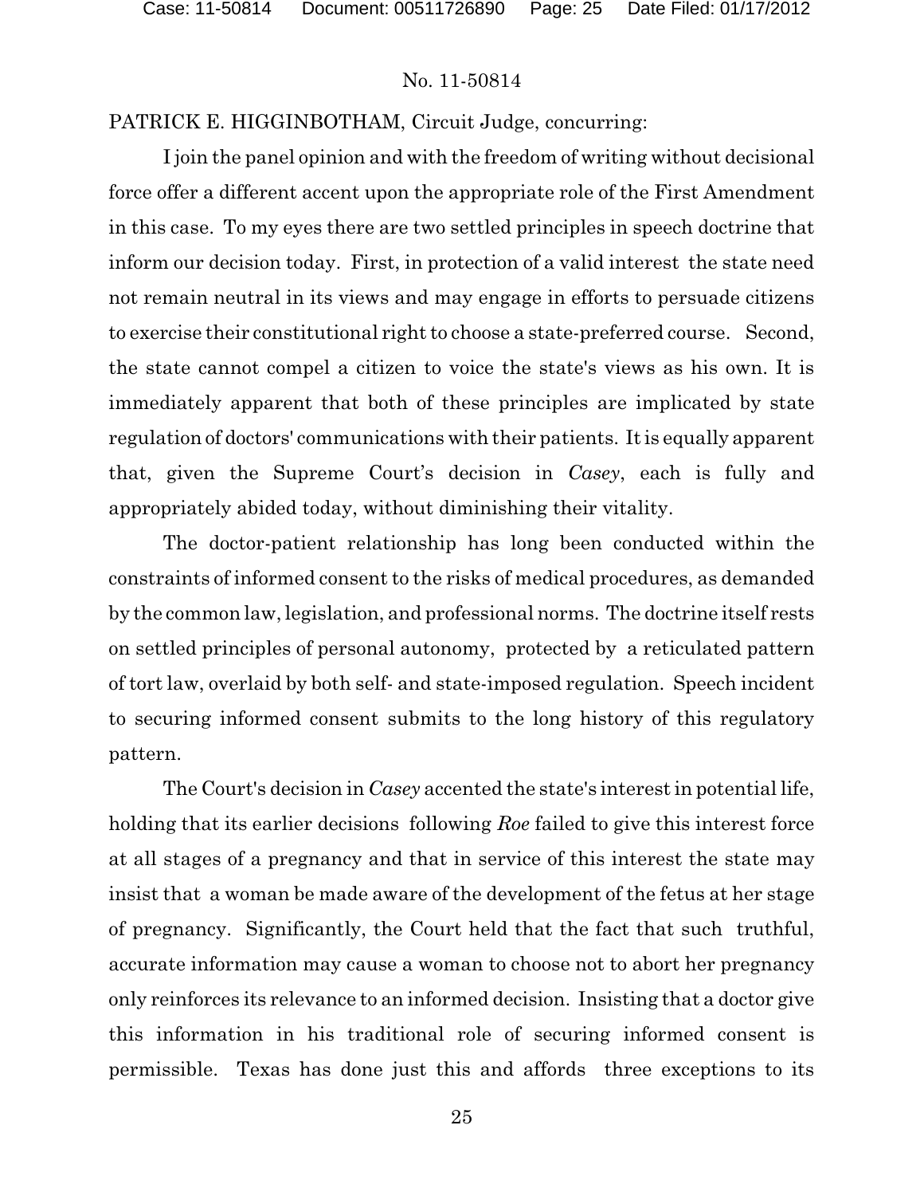PATRICK E. HIGGINBOTHAM, Circuit Judge, concurring:

I join the panel opinion and with the freedom of writing without decisional force offer a different accent upon the appropriate role of the First Amendment in this case. To my eyes there are two settled principles in speech doctrine that inform our decision today. First, in protection of a valid interest the state need not remain neutral in its views and may engage in efforts to persuade citizens to exercise their constitutional right to choose a state-preferred course. Second, the state cannot compel a citizen to voice the state's views as his own. It is immediately apparent that both of these principles are implicated by state regulation of doctors' communications with their patients. It is equally apparent that, given the Supreme Court's decision in *Casey*, each is fully and appropriately abided today, without diminishing their vitality.

The doctor-patient relationship has long been conducted within the constraints of informed consent to the risks of medical procedures, as demanded by the common law, legislation, and professional norms. The doctrine itself rests on settled principles of personal autonomy, protected by a reticulated pattern of tort law, overlaid by both self- and state-imposed regulation. Speech incident to securing informed consent submits to the long history of this regulatory pattern.

The Court's decision in *Casey* accented the state's interest in potential life, holding that its earlier decisions following *Roe* failed to give this interest force at all stages of a pregnancy and that in service of this interest the state may insist that a woman be made aware of the development of the fetus at her stage of pregnancy. Significantly, the Court held that the fact that such truthful, accurate information may cause a woman to choose not to abort her pregnancy only reinforces its relevance to an informed decision. Insisting that a doctor give this information in his traditional role of securing informed consent is permissible. Texas has done just this and affords three exceptions to its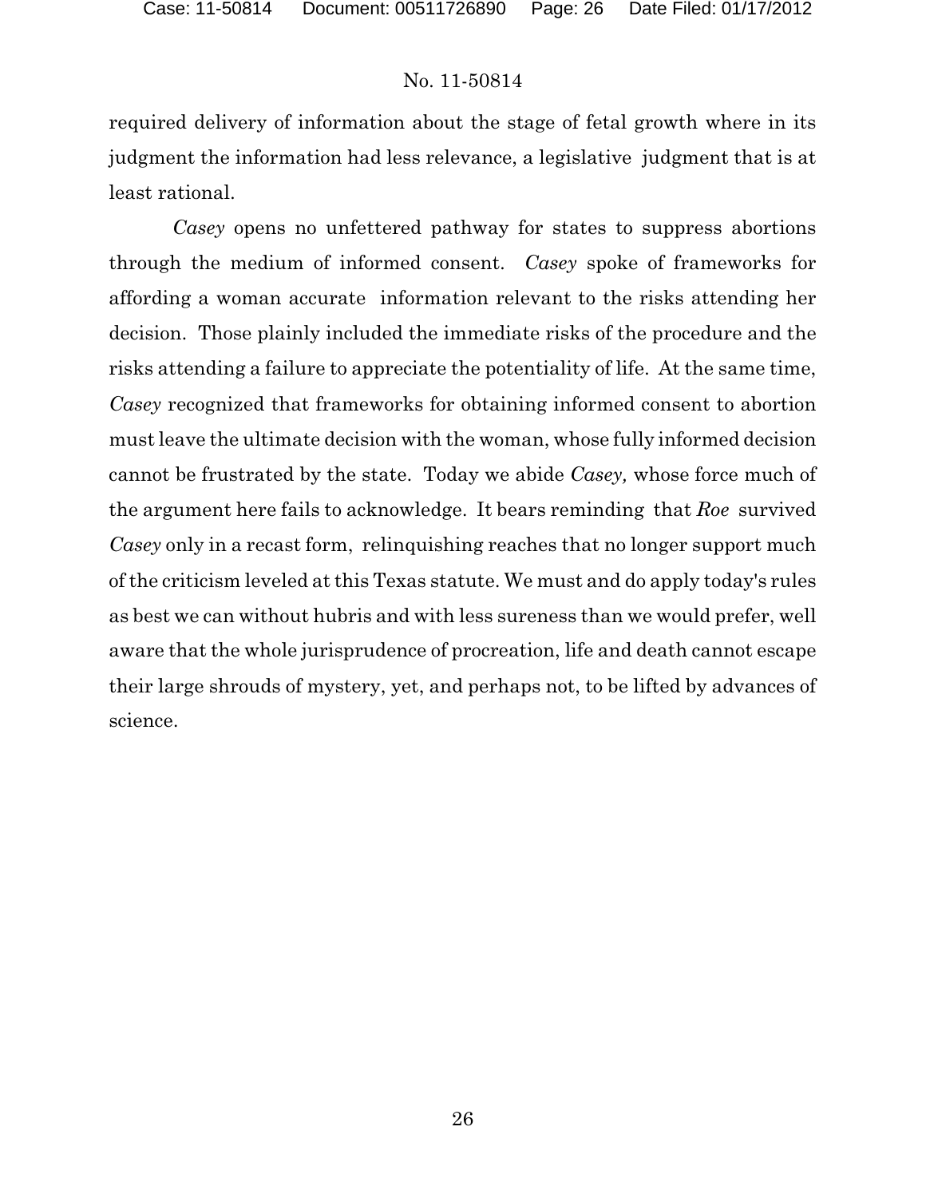required delivery of information about the stage of fetal growth where in its judgment the information had less relevance, a legislative judgment that is at least rational.

*Casey* opens no unfettered pathway for states to suppress abortions through the medium of informed consent. *Casey* spoke of frameworks for affording a woman accurate information relevant to the risks attending her decision. Those plainly included the immediate risks of the procedure and the risks attending a failure to appreciate the potentiality of life. At the same time, *Casey* recognized that frameworks for obtaining informed consent to abortion must leave the ultimate decision with the woman, whose fully informed decision cannot be frustrated by the state. Today we abide *Casey,* whose force much of the argument here fails to acknowledge. It bears reminding that *Roe* survived *Casey* only in a recast form, relinquishing reaches that no longer support much of the criticism leveled at this Texas statute. We must and do apply today's rules as best we can without hubris and with less sureness than we would prefer, well aware that the whole jurisprudence of procreation, life and death cannot escape their large shrouds of mystery, yet, and perhaps not, to be lifted by advances of science.